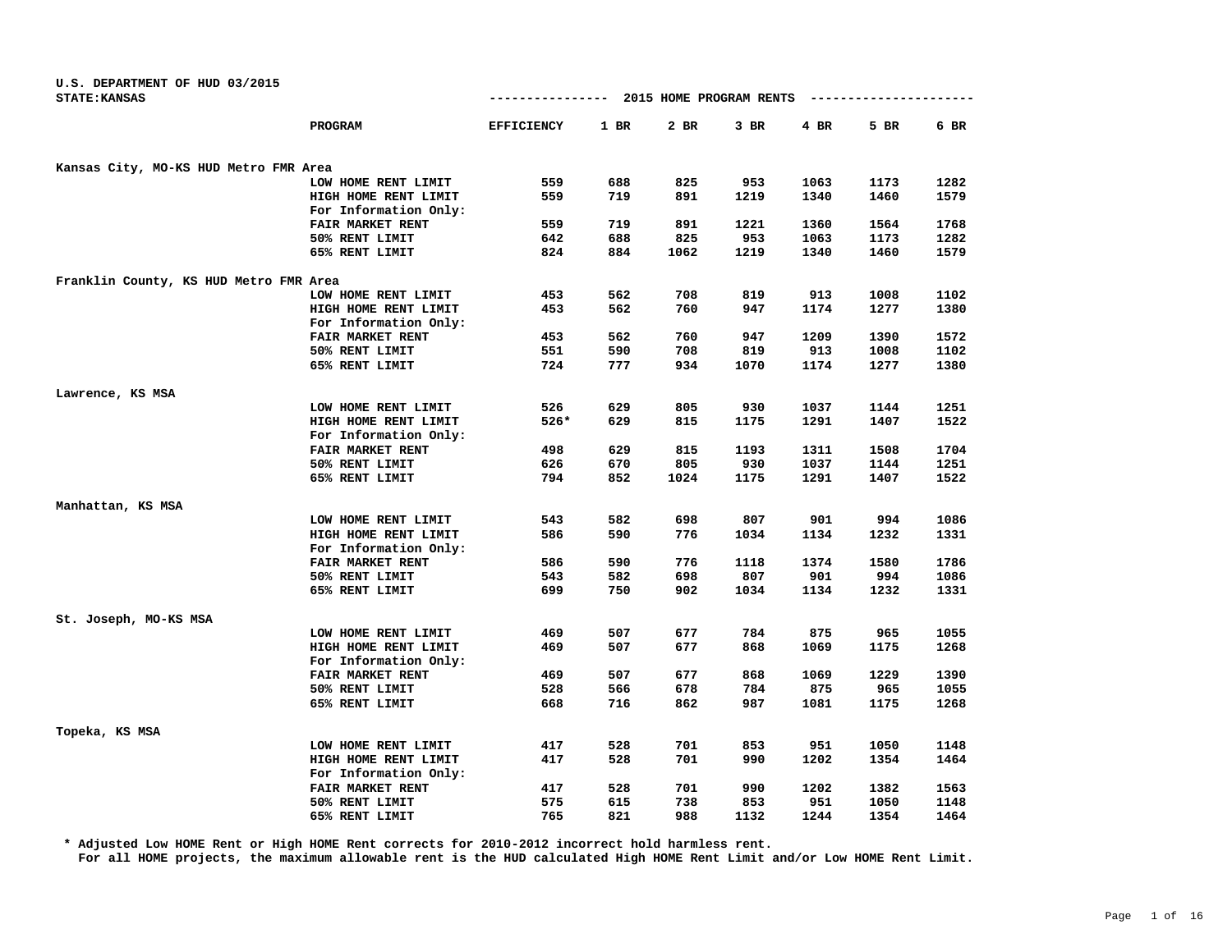U.S. DEPARTMENT OF HUD 03/2015

STATE:KANSAS

## 2015 HOME PROGRAM RENTS

| | PROGRAM | EFFICIENCY | 1 BR | 2 BR | 3 BR | 4 BR | 5 BR | 6 BR |
|---|---|---|---|---|---|---|---|---|
| **Kansas City, MO-KS HUD Metro FMR Area** | | | | | | | | |
| | LOW HOME RENT LIMIT | 559 | 688 | 825 | 953 | 1063 | 1173 | 1282 |
| | HIGH HOME RENT LIMIT | 559 | 719 | 891 | 1219 | 1340 | 1460 | 1579 |
| | For Information Only: | | | | | | | |
| | FAIR MARKET RENT | 559 | 719 | 891 | 1221 | 1360 | 1564 | 1768 |
| | 50% RENT LIMIT | 642 | 688 | 825 | 953 | 1063 | 1173 | 1282 |
| | 65% RENT LIMIT | 824 | 884 | 1062 | 1219 | 1340 | 1460 | 1579 |
| **Franklin County, KS HUD Metro FMR Area** | | | | | | | | |
| | LOW HOME RENT LIMIT | 453 | 562 | 708 | 819 | 913 | 1008 | 1102 |
| | HIGH HOME RENT LIMIT | 453 | 562 | 760 | 947 | 1174 | 1277 | 1380 |
| | For Information Only: | | | | | | | |
| | FAIR MARKET RENT | 453 | 562 | 760 | 947 | 1209 | 1390 | 1572 |
| | 50% RENT LIMIT | 551 | 590 | 708 | 819 | 913 | 1008 | 1102 |
| | 65% RENT LIMIT | 724 | 777 | 934 | 1070 | 1174 | 1277 | 1380 |
| **Lawrence, KS MSA** | | | | | | | | |
| | LOW HOME RENT LIMIT | 526 | 629 | 805 | 930 | 1037 | 1144 | 1251 |
| | HIGH HOME RENT LIMIT | 526* | 629 | 815 | 1175 | 1291 | 1407 | 1522 |
| | For Information Only: | | | | | | | |
| | FAIR MARKET RENT | 498 | 629 | 815 | 1193 | 1311 | 1508 | 1704 |
| | 50% RENT LIMIT | 626 | 670 | 805 | 930 | 1037 | 1144 | 1251 |
| | 65% RENT LIMIT | 794 | 852 | 1024 | 1175 | 1291 | 1407 | 1522 |
| **Manhattan, KS MSA** | | | | | | | | |
| | LOW HOME RENT LIMIT | 543 | 582 | 698 | 807 | 901 | 994 | 1086 |
| | HIGH HOME RENT LIMIT | 586 | 590 | 776 | 1034 | 1134 | 1232 | 1331 |
| | For Information Only: | | | | | | | |
| | FAIR MARKET RENT | 586 | 590 | 776 | 1118 | 1374 | 1580 | 1786 |
| | 50% RENT LIMIT | 543 | 582 | 698 | 807 | 901 | 994 | 1086 |
| | 65% RENT LIMIT | 699 | 750 | 902 | 1034 | 1134 | 1232 | 1331 |
| **St. Joseph, MO-KS MSA** | | | | | | | | |
| | LOW HOME RENT LIMIT | 469 | 507 | 677 | 784 | 875 | 965 | 1055 |
| | HIGH HOME RENT LIMIT | 469 | 507 | 677 | 868 | 1069 | 1175 | 1268 |
| | For Information Only: | | | | | | | |
| | FAIR MARKET RENT | 469 | 507 | 677 | 868 | 1069 | 1229 | 1390 |
| | 50% RENT LIMIT | 528 | 566 | 678 | 784 | 875 | 965 | 1055 |
| | 65% RENT LIMIT | 668 | 716 | 862 | 987 | 1081 | 1175 | 1268 |
| **Topeka, KS MSA** | | | | | | | | |
| | LOW HOME RENT LIMIT | 417 | 528 | 701 | 853 | 951 | 1050 | 1148 |
| | HIGH HOME RENT LIMIT | 417 | 528 | 701 | 990 | 1202 | 1354 | 1464 |
| | For Information Only: | | | | | | | |
| | FAIR MARKET RENT | 417 | 528 | 701 | 990 | 1202 | 1382 | 1563 |
| | 50% RENT LIMIT | 575 | 615 | 738 | 853 | 951 | 1050 | 1148 |
| | 65% RENT LIMIT | 765 | 821 | 988 | 1132 | 1244 | 1354 | 1464 |

\* Adjusted Low HOME Rent or High HOME Rent corrects for 2010-2012 incorrect hold harmless rent.
For all HOME projects, the maximum allowable rent is the HUD calculated High HOME Rent Limit and/or Low HOME Rent Limit.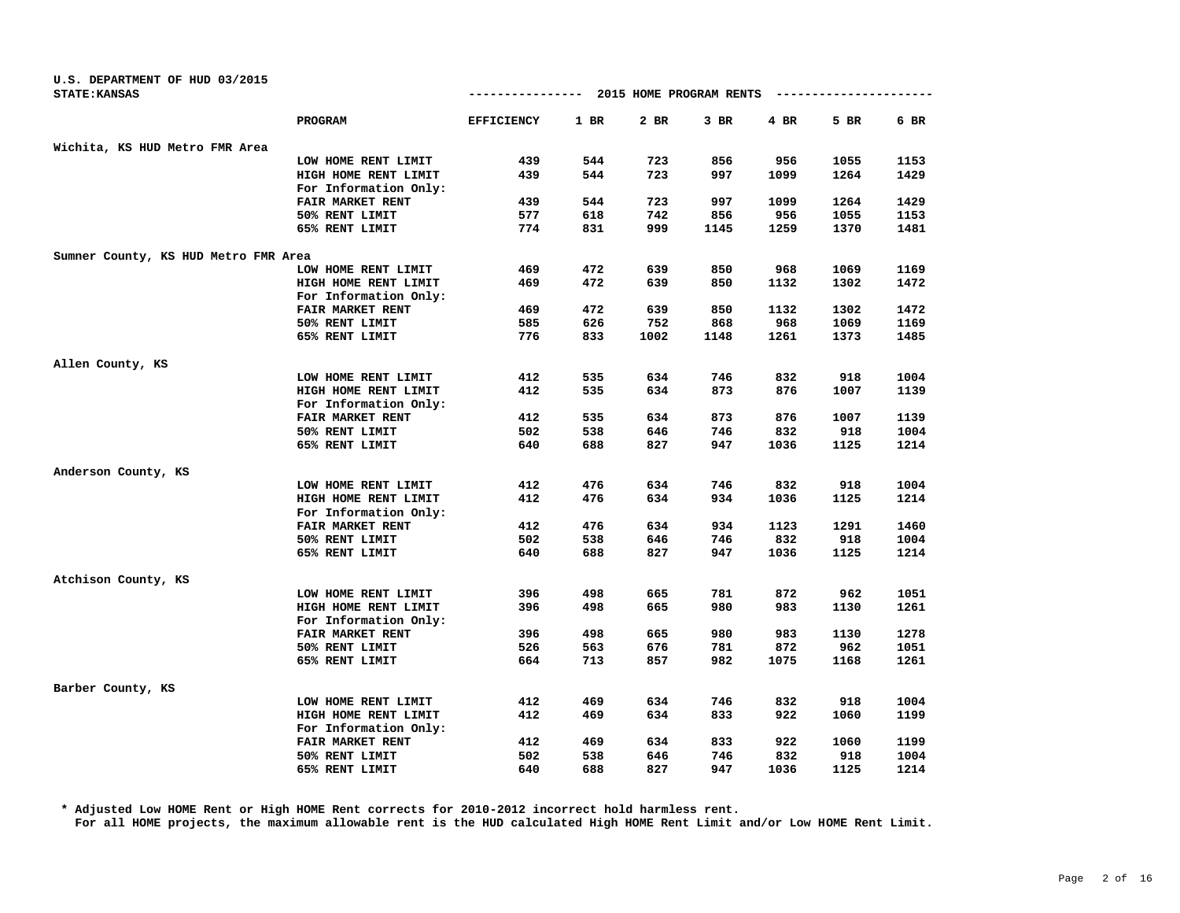U.S. DEPARTMENT OF HUD 03/2015
STATE:KANSAS

2015 HOME PROGRAM RENTS

| | PROGRAM | EFFICIENCY | 1 BR | 2 BR | 3 BR | 4 BR | 5 BR | 6 BR |
|---|---|---|---|---|---|---|---|---|
| Wichita, KS HUD Metro FMR Area | | | | | | | | |
| | LOW HOME RENT LIMIT | 439 | 544 | 723 | 856 | 956 | 1055 | 1153 |
| | HIGH HOME RENT LIMIT | 439 | 544 | 723 | 997 | 1099 | 1264 | 1429 |
| | For Information Only: | | | | | | | |
| | FAIR MARKET RENT | 439 | 544 | 723 | 997 | 1099 | 1264 | 1429 |
| | 50% RENT LIMIT | 577 | 618 | 742 | 856 | 956 | 1055 | 1153 |
| | 65% RENT LIMIT | 774 | 831 | 999 | 1145 | 1259 | 1370 | 1481 |
| Sumner County, KS HUD Metro FMR Area | | | | | | | | |
| | LOW HOME RENT LIMIT | 469 | 472 | 639 | 850 | 968 | 1069 | 1169 |
| | HIGH HOME RENT LIMIT | 469 | 472 | 639 | 850 | 1132 | 1302 | 1472 |
| | For Information Only: | | | | | | | |
| | FAIR MARKET RENT | 469 | 472 | 639 | 850 | 1132 | 1302 | 1472 |
| | 50% RENT LIMIT | 585 | 626 | 752 | 868 | 968 | 1069 | 1169 |
| | 65% RENT LIMIT | 776 | 833 | 1002 | 1148 | 1261 | 1373 | 1485 |
| Allen County, KS | | | | | | | | |
| | LOW HOME RENT LIMIT | 412 | 535 | 634 | 746 | 832 | 918 | 1004 |
| | HIGH HOME RENT LIMIT | 412 | 535 | 634 | 873 | 876 | 1007 | 1139 |
| | For Information Only: | | | | | | | |
| | FAIR MARKET RENT | 412 | 535 | 634 | 873 | 876 | 1007 | 1139 |
| | 50% RENT LIMIT | 502 | 538 | 646 | 746 | 832 | 918 | 1004 |
| | 65% RENT LIMIT | 640 | 688 | 827 | 947 | 1036 | 1125 | 1214 |
| Anderson County, KS | | | | | | | | |
| | LOW HOME RENT LIMIT | 412 | 476 | 634 | 746 | 832 | 918 | 1004 |
| | HIGH HOME RENT LIMIT | 412 | 476 | 634 | 934 | 1036 | 1125 | 1214 |
| | For Information Only: | | | | | | | |
| | FAIR MARKET RENT | 412 | 476 | 634 | 934 | 1123 | 1291 | 1460 |
| | 50% RENT LIMIT | 502 | 538 | 646 | 746 | 832 | 918 | 1004 |
| | 65% RENT LIMIT | 640 | 688 | 827 | 947 | 1036 | 1125 | 1214 |
| Atchison County, KS | | | | | | | | |
| | LOW HOME RENT LIMIT | 396 | 498 | 665 | 781 | 872 | 962 | 1051 |
| | HIGH HOME RENT LIMIT | 396 | 498 | 665 | 980 | 983 | 1130 | 1261 |
| | For Information Only: | | | | | | | |
| | FAIR MARKET RENT | 396 | 498 | 665 | 980 | 983 | 1130 | 1278 |
| | 50% RENT LIMIT | 526 | 563 | 676 | 781 | 872 | 962 | 1051 |
| | 65% RENT LIMIT | 664 | 713 | 857 | 982 | 1075 | 1168 | 1261 |
| Barber County, KS | | | | | | | | |
| | LOW HOME RENT LIMIT | 412 | 469 | 634 | 746 | 832 | 918 | 1004 |
| | HIGH HOME RENT LIMIT | 412 | 469 | 634 | 833 | 922 | 1060 | 1199 |
| | For Information Only: | | | | | | | |
| | FAIR MARKET RENT | 412 | 469 | 634 | 833 | 922 | 1060 | 1199 |
| | 50% RENT LIMIT | 502 | 538 | 646 | 746 | 832 | 918 | 1004 |
| | 65% RENT LIMIT | 640 | 688 | 827 | 947 | 1036 | 1125 | 1214 |

* Adjusted Low HOME Rent or High HOME Rent corrects for 2010-2012 incorrect hold harmless rent.
For all HOME projects, the maximum allowable rent is the HUD calculated High HOME Rent Limit and/or Low HOME Rent Limit.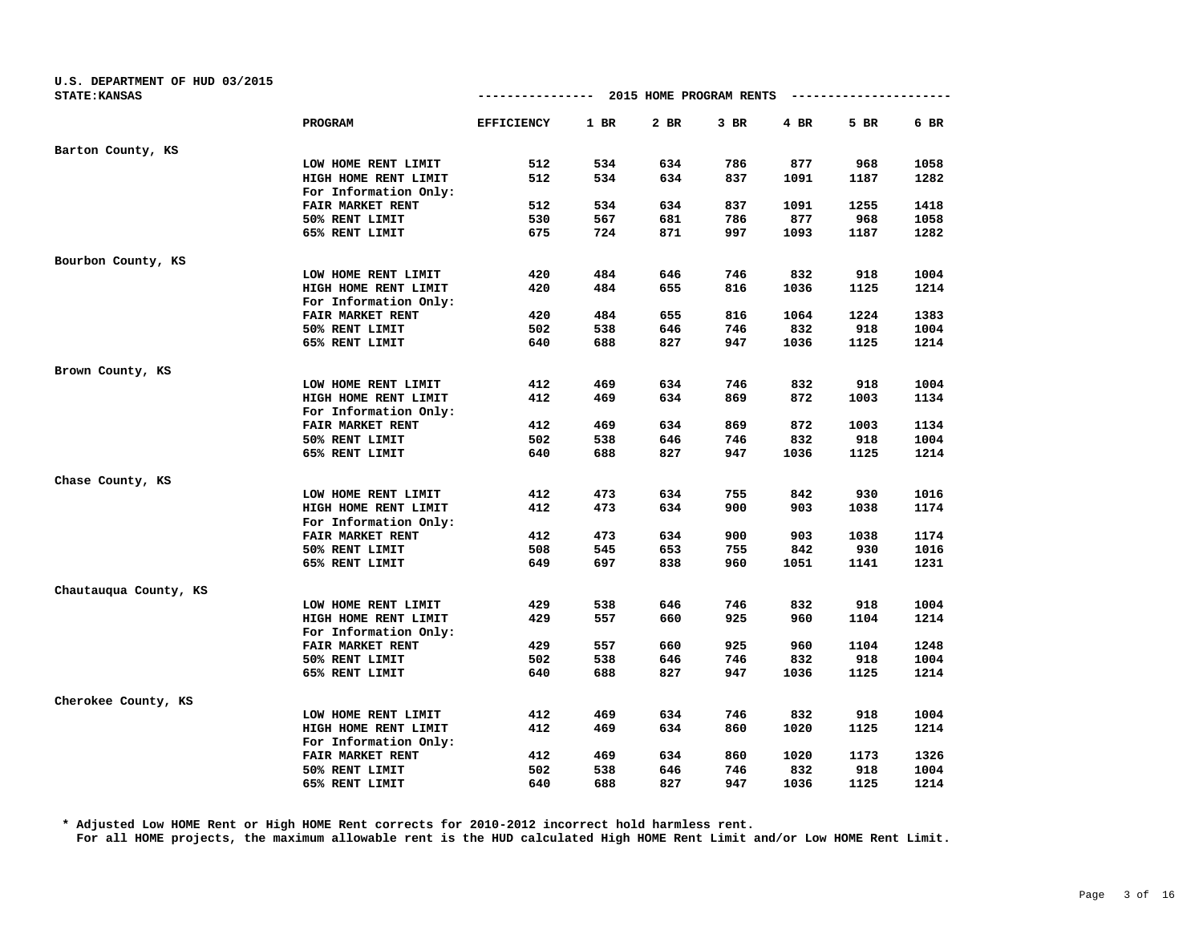U.S. DEPARTMENT OF HUD 03/2015
STATE:KANSAS

## 2015 HOME PROGRAM RENTS

| County | PROGRAM | EFFICIENCY | 1 BR | 2 BR | 3 BR | 4 BR | 5 BR | 6 BR |
|---|---|---|---|---|---|---|---|---|
| Barton County, KS | | | | | | | | |
| | LOW HOME RENT LIMIT | 512 | 534 | 634 | 786 | 877 | 968 | 1058 |
| | HIGH HOME RENT LIMIT | 512 | 534 | 634 | 837 | 1091 | 1187 | 1282 |
| | For Information Only: | | | | | | | |
| | FAIR MARKET RENT | 512 | 534 | 634 | 837 | 1091 | 1255 | 1418 |
| | 50% RENT LIMIT | 530 | 567 | 681 | 786 | 877 | 968 | 1058 |
| | 65% RENT LIMIT | 675 | 724 | 871 | 997 | 1093 | 1187 | 1282 |
| Bourbon County, KS | | | | | | | | |
| | LOW HOME RENT LIMIT | 420 | 484 | 646 | 746 | 832 | 918 | 1004 |
| | HIGH HOME RENT LIMIT | 420 | 484 | 655 | 816 | 1036 | 1125 | 1214 |
| | For Information Only: | | | | | | | |
| | FAIR MARKET RENT | 420 | 484 | 655 | 816 | 1064 | 1224 | 1383 |
| | 50% RENT LIMIT | 502 | 538 | 646 | 746 | 832 | 918 | 1004 |
| | 65% RENT LIMIT | 640 | 688 | 827 | 947 | 1036 | 1125 | 1214 |
| Brown County, KS | | | | | | | | |
| | LOW HOME RENT LIMIT | 412 | 469 | 634 | 746 | 832 | 918 | 1004 |
| | HIGH HOME RENT LIMIT | 412 | 469 | 634 | 869 | 872 | 1003 | 1134 |
| | For Information Only: | | | | | | | |
| | FAIR MARKET RENT | 412 | 469 | 634 | 869 | 872 | 1003 | 1134 |
| | 50% RENT LIMIT | 502 | 538 | 646 | 746 | 832 | 918 | 1004 |
| | 65% RENT LIMIT | 640 | 688 | 827 | 947 | 1036 | 1125 | 1214 |
| Chase County, KS | | | | | | | | |
| | LOW HOME RENT LIMIT | 412 | 473 | 634 | 755 | 842 | 930 | 1016 |
| | HIGH HOME RENT LIMIT | 412 | 473 | 634 | 900 | 903 | 1038 | 1174 |
| | For Information Only: | | | | | | | |
| | FAIR MARKET RENT | 412 | 473 | 634 | 900 | 903 | 1038 | 1174 |
| | 50% RENT LIMIT | 508 | 545 | 653 | 755 | 842 | 930 | 1016 |
| | 65% RENT LIMIT | 649 | 697 | 838 | 960 | 1051 | 1141 | 1231 |
| Chautauqua County, KS | | | | | | | | |
| | LOW HOME RENT LIMIT | 429 | 538 | 646 | 746 | 832 | 918 | 1004 |
| | HIGH HOME RENT LIMIT | 429 | 557 | 660 | 925 | 960 | 1104 | 1214 |
| | For Information Only: | | | | | | | |
| | FAIR MARKET RENT | 429 | 557 | 660 | 925 | 960 | 1104 | 1248 |
| | 50% RENT LIMIT | 502 | 538 | 646 | 746 | 832 | 918 | 1004 |
| | 65% RENT LIMIT | 640 | 688 | 827 | 947 | 1036 | 1125 | 1214 |
| Cherokee County, KS | | | | | | | | |
| | LOW HOME RENT LIMIT | 412 | 469 | 634 | 746 | 832 | 918 | 1004 |
| | HIGH HOME RENT LIMIT | 412 | 469 | 634 | 860 | 1020 | 1125 | 1214 |
| | For Information Only: | | | | | | | |
| | FAIR MARKET RENT | 412 | 469 | 634 | 860 | 1020 | 1173 | 1326 |
| | 50% RENT LIMIT | 502 | 538 | 646 | 746 | 832 | 918 | 1004 |
| | 65% RENT LIMIT | 640 | 688 | 827 | 947 | 1036 | 1125 | 1214 |

* Adjusted Low HOME Rent or High HOME Rent corrects for 2010-2012 incorrect hold harmless rent.
For all HOME projects, the maximum allowable rent is the HUD calculated High HOME Rent Limit and/or Low HOME Rent Limit.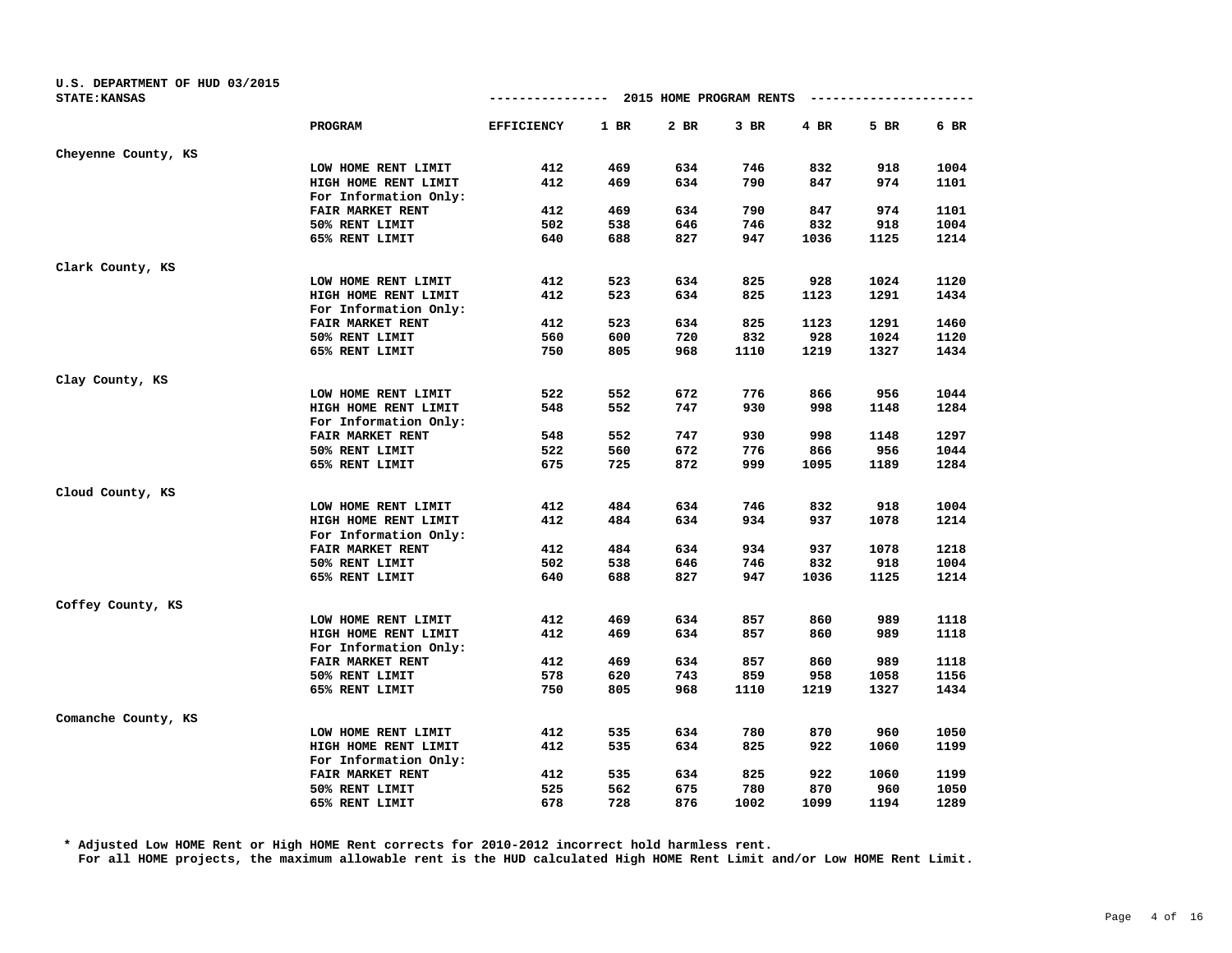U.S. DEPARTMENT OF HUD 03/2015
STATE:KANSAS

## 2015 HOME PROGRAM RENTS

| | PROGRAM | EFFICIENCY | 1 BR | 2 BR | 3 BR | 4 BR | 5 BR | 6 BR |
|---|---|---|---|---|---|---|---|---|
| Cheyenne County, KS | | | | | | | | |
| | LOW HOME RENT LIMIT | 412 | 469 | 634 | 746 | 832 | 918 | 1004 |
| | HIGH HOME RENT LIMIT | 412 | 469 | 634 | 790 | 847 | 974 | 1101 |
| | For Information Only: | | | | | | | |
| | FAIR MARKET RENT | 412 | 469 | 634 | 790 | 847 | 974 | 1101 |
| | 50% RENT LIMIT | 502 | 538 | 646 | 746 | 832 | 918 | 1004 |
| | 65% RENT LIMIT | 640 | 688 | 827 | 947 | 1036 | 1125 | 1214 |
| Clark County, KS | | | | | | | | |
| | LOW HOME RENT LIMIT | 412 | 523 | 634 | 825 | 928 | 1024 | 1120 |
| | HIGH HOME RENT LIMIT | 412 | 523 | 634 | 825 | 1123 | 1291 | 1434 |
| | For Information Only: | | | | | | | |
| | FAIR MARKET RENT | 412 | 523 | 634 | 825 | 1123 | 1291 | 1460 |
| | 50% RENT LIMIT | 560 | 600 | 720 | 832 | 928 | 1024 | 1120 |
| | 65% RENT LIMIT | 750 | 805 | 968 | 1110 | 1219 | 1327 | 1434 |
| Clay County, KS | | | | | | | | |
| | LOW HOME RENT LIMIT | 522 | 552 | 672 | 776 | 866 | 956 | 1044 |
| | HIGH HOME RENT LIMIT | 548 | 552 | 747 | 930 | 998 | 1148 | 1284 |
| | For Information Only: | | | | | | | |
| | FAIR MARKET RENT | 548 | 552 | 747 | 930 | 998 | 1148 | 1297 |
| | 50% RENT LIMIT | 522 | 560 | 672 | 776 | 866 | 956 | 1044 |
| | 65% RENT LIMIT | 675 | 725 | 872 | 999 | 1095 | 1189 | 1284 |
| Cloud County, KS | | | | | | | | |
| | LOW HOME RENT LIMIT | 412 | 484 | 634 | 746 | 832 | 918 | 1004 |
| | HIGH HOME RENT LIMIT | 412 | 484 | 634 | 934 | 937 | 1078 | 1214 |
| | For Information Only: | | | | | | | |
| | FAIR MARKET RENT | 412 | 484 | 634 | 934 | 937 | 1078 | 1218 |
| | 50% RENT LIMIT | 502 | 538 | 646 | 746 | 832 | 918 | 1004 |
| | 65% RENT LIMIT | 640 | 688 | 827 | 947 | 1036 | 1125 | 1214 |
| Coffey County, KS | | | | | | | | |
| | LOW HOME RENT LIMIT | 412 | 469 | 634 | 857 | 860 | 989 | 1118 |
| | HIGH HOME RENT LIMIT | 412 | 469 | 634 | 857 | 860 | 989 | 1118 |
| | For Information Only: | | | | | | | |
| | FAIR MARKET RENT | 412 | 469 | 634 | 857 | 860 | 989 | 1118 |
| | 50% RENT LIMIT | 578 | 620 | 743 | 859 | 958 | 1058 | 1156 |
| | 65% RENT LIMIT | 750 | 805 | 968 | 1110 | 1219 | 1327 | 1434 |
| Comanche County, KS | | | | | | | | |
| | LOW HOME RENT LIMIT | 412 | 535 | 634 | 780 | 870 | 960 | 1050 |
| | HIGH HOME RENT LIMIT | 412 | 535 | 634 | 825 | 922 | 1060 | 1199 |
| | For Information Only: | | | | | | | |
| | FAIR MARKET RENT | 412 | 535 | 634 | 825 | 922 | 1060 | 1199 |
| | 50% RENT LIMIT | 525 | 562 | 675 | 780 | 870 | 960 | 1050 |
| | 65% RENT LIMIT | 678 | 728 | 876 | 1002 | 1099 | 1194 | 1289 |

* Adjusted Low HOME Rent or High HOME Rent corrects for 2010-2012 incorrect hold harmless rent.
For all HOME projects, the maximum allowable rent is the HUD calculated High HOME Rent Limit and/or Low HOME Rent Limit.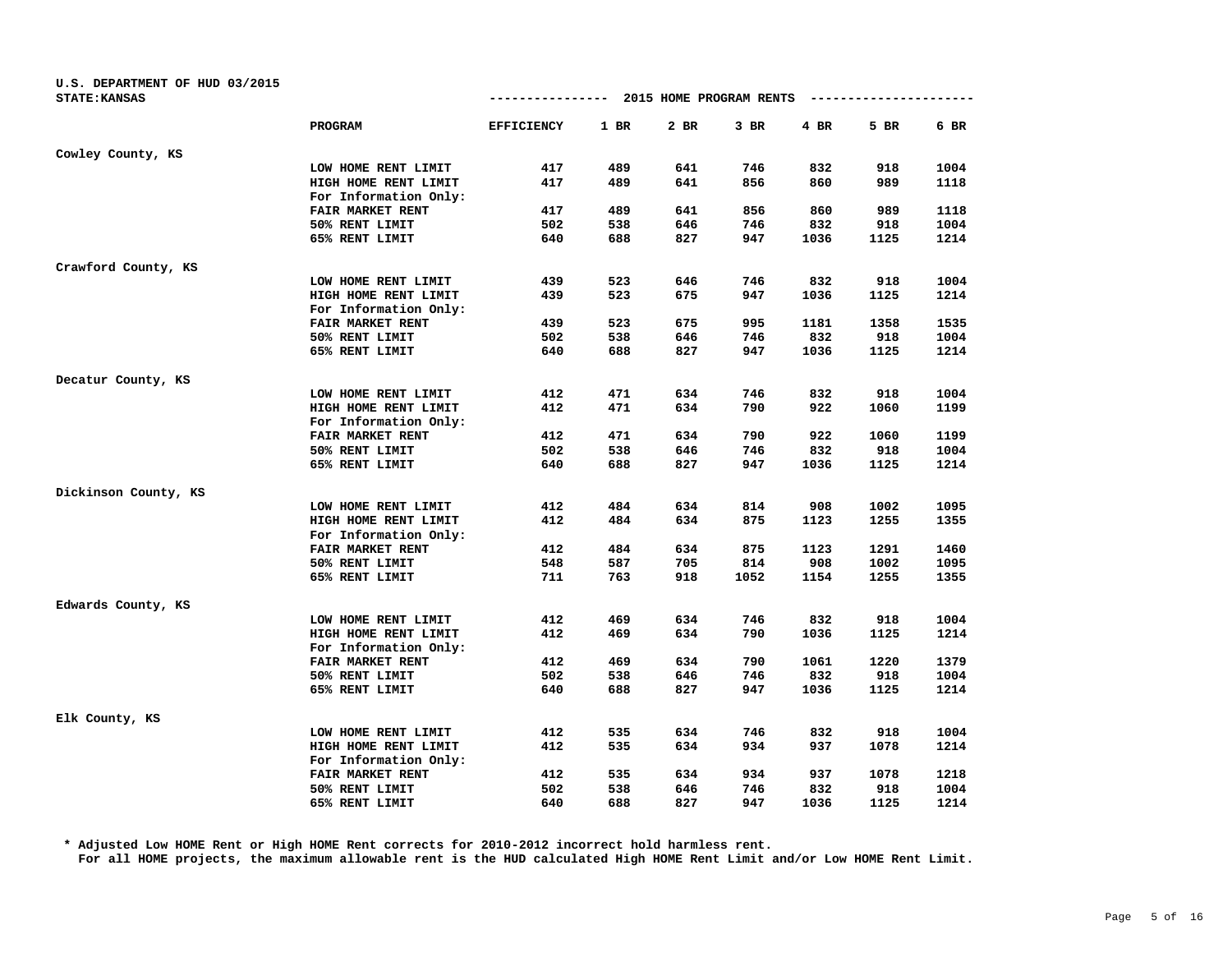U.S. DEPARTMENT OF HUD 03/2015
STATE:KANSAS

2015 HOME PROGRAM RENTS

| | PROGRAM | EFFICIENCY | 1 BR | 2 BR | 3 BR | 4 BR | 5 BR | 6 BR |
|---|---|---|---|---|---|---|---|---|
| Cowley County, KS | | | | | | | | |
| | LOW HOME RENT LIMIT | 417 | 489 | 641 | 746 | 832 | 918 | 1004 |
| | HIGH HOME RENT LIMIT | 417 | 489 | 641 | 856 | 860 | 989 | 1118 |
| | For Information Only: | | | | | | | |
| | FAIR MARKET RENT | 417 | 489 | 641 | 856 | 860 | 989 | 1118 |
| | 50% RENT LIMIT | 502 | 538 | 646 | 746 | 832 | 918 | 1004 |
| | 65% RENT LIMIT | 640 | 688 | 827 | 947 | 1036 | 1125 | 1214 |
| Crawford County, KS | | | | | | | | |
| | LOW HOME RENT LIMIT | 439 | 523 | 646 | 746 | 832 | 918 | 1004 |
| | HIGH HOME RENT LIMIT | 439 | 523 | 675 | 947 | 1036 | 1125 | 1214 |
| | For Information Only: | | | | | | | |
| | FAIR MARKET RENT | 439 | 523 | 675 | 995 | 1181 | 1358 | 1535 |
| | 50% RENT LIMIT | 502 | 538 | 646 | 746 | 832 | 918 | 1004 |
| | 65% RENT LIMIT | 640 | 688 | 827 | 947 | 1036 | 1125 | 1214 |
| Decatur County, KS | | | | | | | | |
| | LOW HOME RENT LIMIT | 412 | 471 | 634 | 746 | 832 | 918 | 1004 |
| | HIGH HOME RENT LIMIT | 412 | 471 | 634 | 790 | 922 | 1060 | 1199 |
| | For Information Only: | | | | | | | |
| | FAIR MARKET RENT | 412 | 471 | 634 | 790 | 922 | 1060 | 1199 |
| | 50% RENT LIMIT | 502 | 538 | 646 | 746 | 832 | 918 | 1004 |
| | 65% RENT LIMIT | 640 | 688 | 827 | 947 | 1036 | 1125 | 1214 |
| Dickinson County, KS | | | | | | | | |
| | LOW HOME RENT LIMIT | 412 | 484 | 634 | 814 | 908 | 1002 | 1095 |
| | HIGH HOME RENT LIMIT | 412 | 484 | 634 | 875 | 1123 | 1255 | 1355 |
| | For Information Only: | | | | | | | |
| | FAIR MARKET RENT | 412 | 484 | 634 | 875 | 1123 | 1291 | 1460 |
| | 50% RENT LIMIT | 548 | 587 | 705 | 814 | 908 | 1002 | 1095 |
| | 65% RENT LIMIT | 711 | 763 | 918 | 1052 | 1154 | 1255 | 1355 |
| Edwards County, KS | | | | | | | | |
| | LOW HOME RENT LIMIT | 412 | 469 | 634 | 746 | 832 | 918 | 1004 |
| | HIGH HOME RENT LIMIT | 412 | 469 | 634 | 790 | 1036 | 1125 | 1214 |
| | For Information Only: | | | | | | | |
| | FAIR MARKET RENT | 412 | 469 | 634 | 790 | 1061 | 1220 | 1379 |
| | 50% RENT LIMIT | 502 | 538 | 646 | 746 | 832 | 918 | 1004 |
| | 65% RENT LIMIT | 640 | 688 | 827 | 947 | 1036 | 1125 | 1214 |
| Elk County, KS | | | | | | | | |
| | LOW HOME RENT LIMIT | 412 | 535 | 634 | 746 | 832 | 918 | 1004 |
| | HIGH HOME RENT LIMIT | 412 | 535 | 634 | 934 | 937 | 1078 | 1214 |
| | For Information Only: | | | | | | | |
| | FAIR MARKET RENT | 412 | 535 | 634 | 934 | 937 | 1078 | 1218 |
| | 50% RENT LIMIT | 502 | 538 | 646 | 746 | 832 | 918 | 1004 |
| | 65% RENT LIMIT | 640 | 688 | 827 | 947 | 1036 | 1125 | 1214 |

\* Adjusted Low HOME Rent or High HOME Rent corrects for 2010-2012 incorrect hold harmless rent.
For all HOME projects, the maximum allowable rent is the HUD calculated High HOME Rent Limit and/or Low HOME Rent Limit.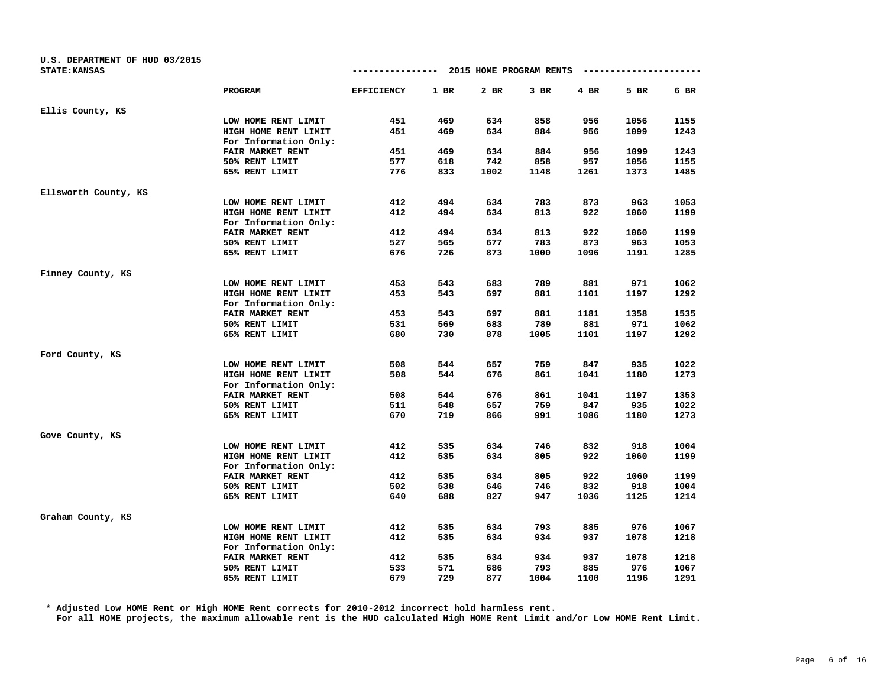U.S. DEPARTMENT OF HUD 03/2015
STATE:KANSAS

2015 HOME PROGRAM RENTS

| | PROGRAM | EFFICIENCY | 1 BR | 2 BR | 3 BR | 4 BR | 5 BR | 6 BR |
|---|---|---|---|---|---|---|---|---|
| **Ellis County, KS** | | | | | | | | |
| | LOW HOME RENT LIMIT | 451 | 469 | 634 | 858 | 956 | 1056 | 1155 |
| | HIGH HOME RENT LIMIT | 451 | 469 | 634 | 884 | 956 | 1099 | 1243 |
| | For Information Only: | | | | | | | |
| | FAIR MARKET RENT | 451 | 469 | 634 | 884 | 956 | 1099 | 1243 |
| | 50% RENT LIMIT | 577 | 618 | 742 | 858 | 957 | 1056 | 1155 |
| | 65% RENT LIMIT | 776 | 833 | 1002 | 1148 | 1261 | 1373 | 1485 |
| **Ellsworth County, KS** | | | | | | | | |
| | LOW HOME RENT LIMIT | 412 | 494 | 634 | 783 | 873 | 963 | 1053 |
| | HIGH HOME RENT LIMIT | 412 | 494 | 634 | 813 | 922 | 1060 | 1199 |
| | For Information Only: | | | | | | | |
| | FAIR MARKET RENT | 412 | 494 | 634 | 813 | 922 | 1060 | 1199 |
| | 50% RENT LIMIT | 527 | 565 | 677 | 783 | 873 | 963 | 1053 |
| | 65% RENT LIMIT | 676 | 726 | 873 | 1000 | 1096 | 1191 | 1285 |
| **Finney County, KS** | | | | | | | | |
| | LOW HOME RENT LIMIT | 453 | 543 | 683 | 789 | 881 | 971 | 1062 |
| | HIGH HOME RENT LIMIT | 453 | 543 | 697 | 881 | 1101 | 1197 | 1292 |
| | For Information Only: | | | | | | | |
| | FAIR MARKET RENT | 453 | 543 | 697 | 881 | 1181 | 1358 | 1535 |
| | 50% RENT LIMIT | 531 | 569 | 683 | 789 | 881 | 971 | 1062 |
| | 65% RENT LIMIT | 680 | 730 | 878 | 1005 | 1101 | 1197 | 1292 |
| **Ford County, KS** | | | | | | | | |
| | LOW HOME RENT LIMIT | 508 | 544 | 657 | 759 | 847 | 935 | 1022 |
| | HIGH HOME RENT LIMIT | 508 | 544 | 676 | 861 | 1041 | 1180 | 1273 |
| | For Information Only: | | | | | | | |
| | FAIR MARKET RENT | 508 | 544 | 676 | 861 | 1041 | 1197 | 1353 |
| | 50% RENT LIMIT | 511 | 548 | 657 | 759 | 847 | 935 | 1022 |
| | 65% RENT LIMIT | 670 | 719 | 866 | 991 | 1086 | 1180 | 1273 |
| **Gove County, KS** | | | | | | | | |
| | LOW HOME RENT LIMIT | 412 | 535 | 634 | 746 | 832 | 918 | 1004 |
| | HIGH HOME RENT LIMIT | 412 | 535 | 634 | 805 | 922 | 1060 | 1199 |
| | For Information Only: | | | | | | | |
| | FAIR MARKET RENT | 412 | 535 | 634 | 805 | 922 | 1060 | 1199 |
| | 50% RENT LIMIT | 502 | 538 | 646 | 746 | 832 | 918 | 1004 |
| | 65% RENT LIMIT | 640 | 688 | 827 | 947 | 1036 | 1125 | 1214 |
| **Graham County, KS** | | | | | | | | |
| | LOW HOME RENT LIMIT | 412 | 535 | 634 | 793 | 885 | 976 | 1067 |
| | HIGH HOME RENT LIMIT | 412 | 535 | 634 | 934 | 937 | 1078 | 1218 |
| | For Information Only: | | | | | | | |
| | FAIR MARKET RENT | 412 | 535 | 634 | 934 | 937 | 1078 | 1218 |
| | 50% RENT LIMIT | 533 | 571 | 686 | 793 | 885 | 976 | 1067 |
| | 65% RENT LIMIT | 679 | 729 | 877 | 1004 | 1100 | 1196 | 1291 |

\* Adjusted Low HOME Rent or High HOME Rent corrects for 2010-2012 incorrect hold harmless rent.
For all HOME projects, the maximum allowable rent is the HUD calculated High HOME Rent Limit and/or Low HOME Rent Limit.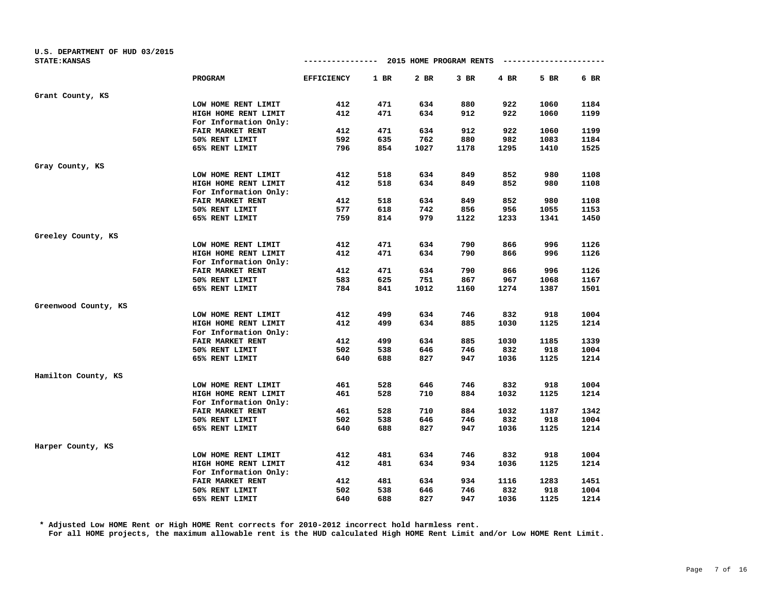U.S. DEPARTMENT OF HUD 03/2015
STATE:KANSAS

2015 HOME PROGRAM RENTS

| | PROGRAM | EFFICIENCY | 1 BR | 2 BR | 3 BR | 4 BR | 5 BR | 6 BR |
|---|---|---|---|---|---|---|---|---|
| Grant County, KS | | | | | | | | |
| | LOW HOME RENT LIMIT | 412 | 471 | 634 | 880 | 922 | 1060 | 1184 |
| | HIGH HOME RENT LIMIT | 412 | 471 | 634 | 912 | 922 | 1060 | 1199 |
| | For Information Only: | | | | | | | |
| | FAIR MARKET RENT | 412 | 471 | 634 | 912 | 922 | 1060 | 1199 |
| | 50% RENT LIMIT | 592 | 635 | 762 | 880 | 982 | 1083 | 1184 |
| | 65% RENT LIMIT | 796 | 854 | 1027 | 1178 | 1295 | 1410 | 1525 |
| Gray County, KS | | | | | | | | |
| | LOW HOME RENT LIMIT | 412 | 518 | 634 | 849 | 852 | 980 | 1108 |
| | HIGH HOME RENT LIMIT | 412 | 518 | 634 | 849 | 852 | 980 | 1108 |
| | For Information Only: | | | | | | | |
| | FAIR MARKET RENT | 412 | 518 | 634 | 849 | 852 | 980 | 1108 |
| | 50% RENT LIMIT | 577 | 618 | 742 | 856 | 956 | 1055 | 1153 |
| | 65% RENT LIMIT | 759 | 814 | 979 | 1122 | 1233 | 1341 | 1450 |
| Greeley County, KS | | | | | | | | |
| | LOW HOME RENT LIMIT | 412 | 471 | 634 | 790 | 866 | 996 | 1126 |
| | HIGH HOME RENT LIMIT | 412 | 471 | 634 | 790 | 866 | 996 | 1126 |
| | For Information Only: | | | | | | | |
| | FAIR MARKET RENT | 412 | 471 | 634 | 790 | 866 | 996 | 1126 |
| | 50% RENT LIMIT | 583 | 625 | 751 | 867 | 967 | 1068 | 1167 |
| | 65% RENT LIMIT | 784 | 841 | 1012 | 1160 | 1274 | 1387 | 1501 |
| Greenwood County, KS | | | | | | | | |
| | LOW HOME RENT LIMIT | 412 | 499 | 634 | 746 | 832 | 918 | 1004 |
| | HIGH HOME RENT LIMIT | 412 | 499 | 634 | 885 | 1030 | 1125 | 1214 |
| | For Information Only: | | | | | | | |
| | FAIR MARKET RENT | 412 | 499 | 634 | 885 | 1030 | 1185 | 1339 |
| | 50% RENT LIMIT | 502 | 538 | 646 | 746 | 832 | 918 | 1004 |
| | 65% RENT LIMIT | 640 | 688 | 827 | 947 | 1036 | 1125 | 1214 |
| Hamilton County, KS | | | | | | | | |
| | LOW HOME RENT LIMIT | 461 | 528 | 646 | 746 | 832 | 918 | 1004 |
| | HIGH HOME RENT LIMIT | 461 | 528 | 710 | 884 | 1032 | 1125 | 1214 |
| | For Information Only: | | | | | | | |
| | FAIR MARKET RENT | 461 | 528 | 710 | 884 | 1032 | 1187 | 1342 |
| | 50% RENT LIMIT | 502 | 538 | 646 | 746 | 832 | 918 | 1004 |
| | 65% RENT LIMIT | 640 | 688 | 827 | 947 | 1036 | 1125 | 1214 |
| Harper County, KS | | | | | | | | |
| | LOW HOME RENT LIMIT | 412 | 481 | 634 | 746 | 832 | 918 | 1004 |
| | HIGH HOME RENT LIMIT | 412 | 481 | 634 | 934 | 1036 | 1125 | 1214 |
| | For Information Only: | | | | | | | |
| | FAIR MARKET RENT | 412 | 481 | 634 | 934 | 1116 | 1283 | 1451 |
| | 50% RENT LIMIT | 502 | 538 | 646 | 746 | 832 | 918 | 1004 |
| | 65% RENT LIMIT | 640 | 688 | 827 | 947 | 1036 | 1125 | 1214 |

* Adjusted Low HOME Rent or High HOME Rent corrects for 2010-2012 incorrect hold harmless rent.
For all HOME projects, the maximum allowable rent is the HUD calculated High HOME Rent Limit and/or Low HOME Rent Limit.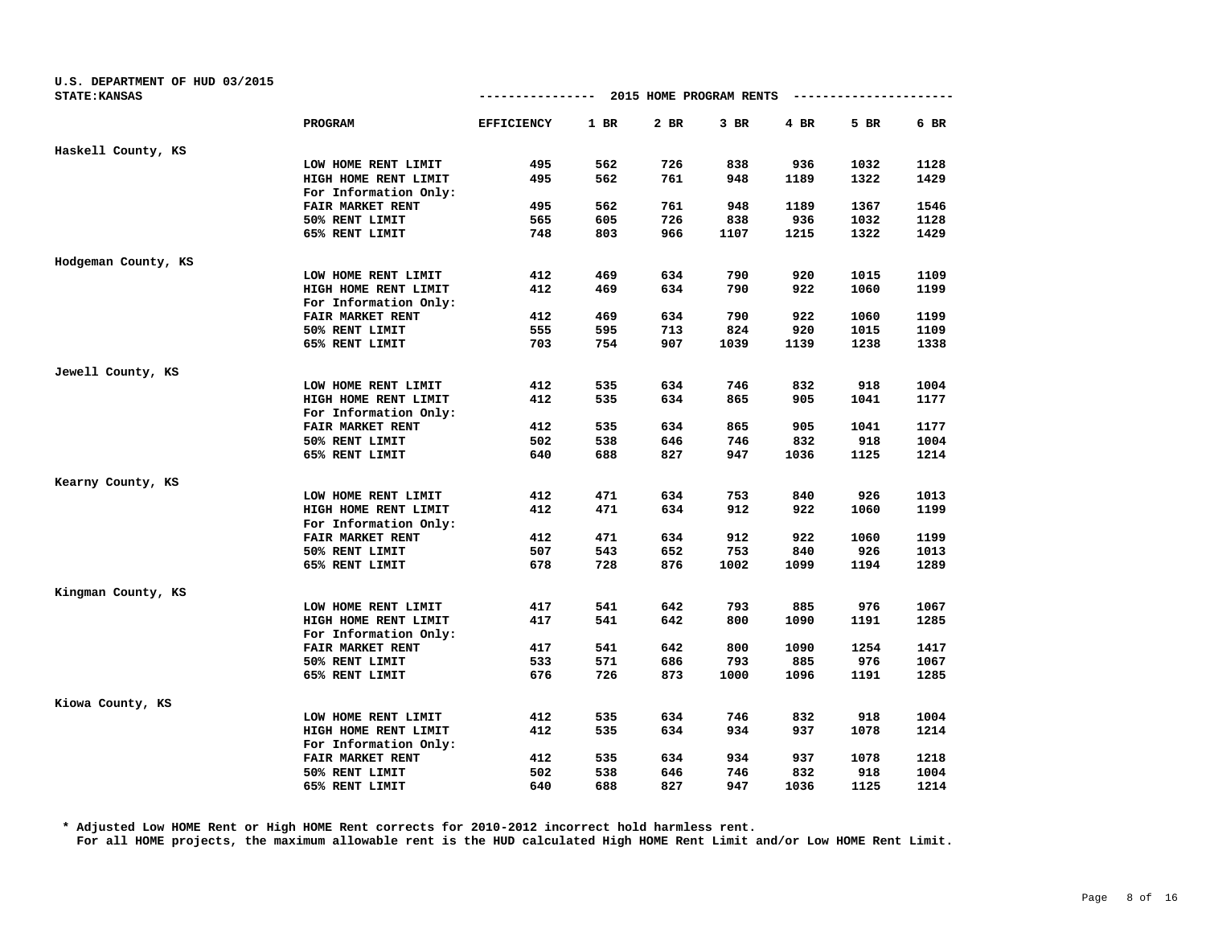U.S. DEPARTMENT OF HUD 03/2015
STATE:KANSAS

--------------- 2015 HOME PROGRAM RENTS ---------------------

| | PROGRAM | EFFICIENCY | 1 BR | 2 BR | 3 BR | 4 BR | 5 BR | 6 BR |
|---|---|---|---|---|---|---|---|---|
| Haskell County, KS | | | | | | | | |
| | LOW HOME RENT LIMIT | 495 | 562 | 726 | 838 | 936 | 1032 | 1128 |
| | HIGH HOME RENT LIMIT | 495 | 562 | 761 | 948 | 1189 | 1322 | 1429 |
| | For Information Only: | | | | | | | |
| | FAIR MARKET RENT | 495 | 562 | 761 | 948 | 1189 | 1367 | 1546 |
| | 50% RENT LIMIT | 565 | 605 | 726 | 838 | 936 | 1032 | 1128 |
| | 65% RENT LIMIT | 748 | 803 | 966 | 1107 | 1215 | 1322 | 1429 |
| Hodgeman County, KS | | | | | | | | |
| | LOW HOME RENT LIMIT | 412 | 469 | 634 | 790 | 920 | 1015 | 1109 |
| | HIGH HOME RENT LIMIT | 412 | 469 | 634 | 790 | 922 | 1060 | 1199 |
| | For Information Only: | | | | | | | |
| | FAIR MARKET RENT | 412 | 469 | 634 | 790 | 922 | 1060 | 1199 |
| | 50% RENT LIMIT | 555 | 595 | 713 | 824 | 920 | 1015 | 1109 |
| | 65% RENT LIMIT | 703 | 754 | 907 | 1039 | 1139 | 1238 | 1338 |
| Jewell County, KS | | | | | | | | |
| | LOW HOME RENT LIMIT | 412 | 535 | 634 | 746 | 832 | 918 | 1004 |
| | HIGH HOME RENT LIMIT | 412 | 535 | 634 | 865 | 905 | 1041 | 1177 |
| | For Information Only: | | | | | | | |
| | FAIR MARKET RENT | 412 | 535 | 634 | 865 | 905 | 1041 | 1177 |
| | 50% RENT LIMIT | 502 | 538 | 646 | 746 | 832 | 918 | 1004 |
| | 65% RENT LIMIT | 640 | 688 | 827 | 947 | 1036 | 1125 | 1214 |
| Kearny County, KS | | | | | | | | |
| | LOW HOME RENT LIMIT | 412 | 471 | 634 | 753 | 840 | 926 | 1013 |
| | HIGH HOME RENT LIMIT | 412 | 471 | 634 | 912 | 922 | 1060 | 1199 |
| | For Information Only: | | | | | | | |
| | FAIR MARKET RENT | 412 | 471 | 634 | 912 | 922 | 1060 | 1199 |
| | 50% RENT LIMIT | 507 | 543 | 652 | 753 | 840 | 926 | 1013 |
| | 65% RENT LIMIT | 678 | 728 | 876 | 1002 | 1099 | 1194 | 1289 |
| Kingman County, KS | | | | | | | | |
| | LOW HOME RENT LIMIT | 417 | 541 | 642 | 793 | 885 | 976 | 1067 |
| | HIGH HOME RENT LIMIT | 417 | 541 | 642 | 800 | 1090 | 1191 | 1285 |
| | For Information Only: | | | | | | | |
| | FAIR MARKET RENT | 417 | 541 | 642 | 800 | 1090 | 1254 | 1417 |
| | 50% RENT LIMIT | 533 | 571 | 686 | 793 | 885 | 976 | 1067 |
| | 65% RENT LIMIT | 676 | 726 | 873 | 1000 | 1096 | 1191 | 1285 |
| Kiowa County, KS | | | | | | | | |
| | LOW HOME RENT LIMIT | 412 | 535 | 634 | 746 | 832 | 918 | 1004 |
| | HIGH HOME RENT LIMIT | 412 | 535 | 634 | 934 | 937 | 1078 | 1214 |
| | For Information Only: | | | | | | | |
| | FAIR MARKET RENT | 412 | 535 | 634 | 934 | 937 | 1078 | 1218 |
| | 50% RENT LIMIT | 502 | 538 | 646 | 746 | 832 | 918 | 1004 |
| | 65% RENT LIMIT | 640 | 688 | 827 | 947 | 1036 | 1125 | 1214 |

* Adjusted Low HOME Rent or High HOME Rent corrects for 2010-2012 incorrect hold harmless rent.
For all HOME projects, the maximum allowable rent is the HUD calculated High HOME Rent Limit and/or Low HOME Rent Limit.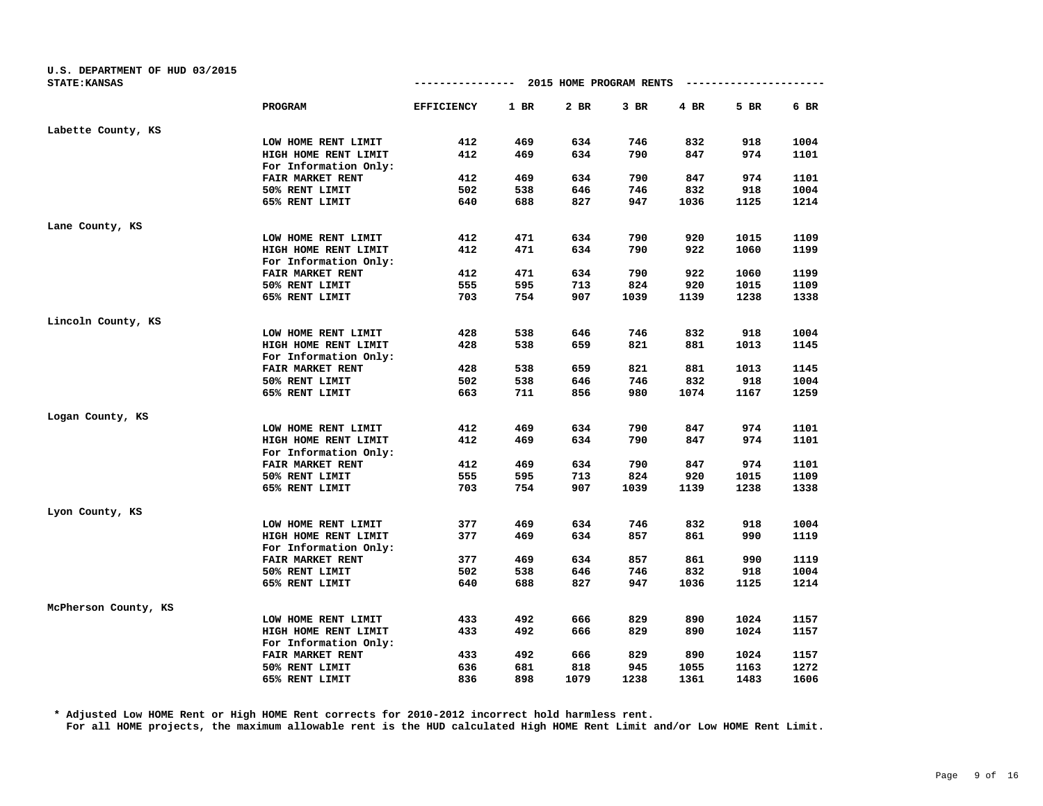U.S. DEPARTMENT OF HUD 03/2015
STATE:KANSAS

--------------- 2015 HOME PROGRAM RENTS ---------------------

| | PROGRAM | EFFICIENCY | 1 BR | 2 BR | 3 BR | 4 BR | 5 BR | 6 BR |
|---|---|---|---|---|---|---|---|---|
| Labette County, KS | | | | | | | | |
| | LOW HOME RENT LIMIT | 412 | 469 | 634 | 746 | 832 | 918 | 1004 |
| | HIGH HOME RENT LIMIT | 412 | 469 | 634 | 790 | 847 | 974 | 1101 |
| | For Information Only: | | | | | | | |
| | FAIR MARKET RENT | 412 | 469 | 634 | 790 | 847 | 974 | 1101 |
| | 50% RENT LIMIT | 502 | 538 | 646 | 746 | 832 | 918 | 1004 |
| | 65% RENT LIMIT | 640 | 688 | 827 | 947 | 1036 | 1125 | 1214 |
| Lane County, KS | | | | | | | | |
| | LOW HOME RENT LIMIT | 412 | 471 | 634 | 790 | 920 | 1015 | 1109 |
| | HIGH HOME RENT LIMIT | 412 | 471 | 634 | 790 | 922 | 1060 | 1199 |
| | For Information Only: | | | | | | | |
| | FAIR MARKET RENT | 412 | 471 | 634 | 790 | 922 | 1060 | 1199 |
| | 50% RENT LIMIT | 555 | 595 | 713 | 824 | 920 | 1015 | 1109 |
| | 65% RENT LIMIT | 703 | 754 | 907 | 1039 | 1139 | 1238 | 1338 |
| Lincoln County, KS | | | | | | | | |
| | LOW HOME RENT LIMIT | 428 | 538 | 646 | 746 | 832 | 918 | 1004 |
| | HIGH HOME RENT LIMIT | 428 | 538 | 659 | 821 | 881 | 1013 | 1145 |
| | For Information Only: | | | | | | | |
| | FAIR MARKET RENT | 428 | 538 | 659 | 821 | 881 | 1013 | 1145 |
| | 50% RENT LIMIT | 502 | 538 | 646 | 746 | 832 | 918 | 1004 |
| | 65% RENT LIMIT | 663 | 711 | 856 | 980 | 1074 | 1167 | 1259 |
| Logan County, KS | | | | | | | | |
| | LOW HOME RENT LIMIT | 412 | 469 | 634 | 790 | 847 | 974 | 1101 |
| | HIGH HOME RENT LIMIT | 412 | 469 | 634 | 790 | 847 | 974 | 1101 |
| | For Information Only: | | | | | | | |
| | FAIR MARKET RENT | 412 | 469 | 634 | 790 | 847 | 974 | 1101 |
| | 50% RENT LIMIT | 555 | 595 | 713 | 824 | 920 | 1015 | 1109 |
| | 65% RENT LIMIT | 703 | 754 | 907 | 1039 | 1139 | 1238 | 1338 |
| Lyon County, KS | | | | | | | | |
| | LOW HOME RENT LIMIT | 377 | 469 | 634 | 746 | 832 | 918 | 1004 |
| | HIGH HOME RENT LIMIT | 377 | 469 | 634 | 857 | 861 | 990 | 1119 |
| | For Information Only: | | | | | | | |
| | FAIR MARKET RENT | 377 | 469 | 634 | 857 | 861 | 990 | 1119 |
| | 50% RENT LIMIT | 502 | 538 | 646 | 746 | 832 | 918 | 1004 |
| | 65% RENT LIMIT | 640 | 688 | 827 | 947 | 1036 | 1125 | 1214 |
| McPherson County, KS | | | | | | | | |
| | LOW HOME RENT LIMIT | 433 | 492 | 666 | 829 | 890 | 1024 | 1157 |
| | HIGH HOME RENT LIMIT | 433 | 492 | 666 | 829 | 890 | 1024 | 1157 |
| | For Information Only: | | | | | | | |
| | FAIR MARKET RENT | 433 | 492 | 666 | 829 | 890 | 1024 | 1157 |
| | 50% RENT LIMIT | 636 | 681 | 818 | 945 | 1055 | 1163 | 1272 |
| | 65% RENT LIMIT | 836 | 898 | 1079 | 1238 | 1361 | 1483 | 1606 |

* Adjusted Low HOME Rent or High HOME Rent corrects for 2010-2012 incorrect hold harmless rent.
For all HOME projects, the maximum allowable rent is the HUD calculated High HOME Rent Limit and/or Low HOME Rent Limit.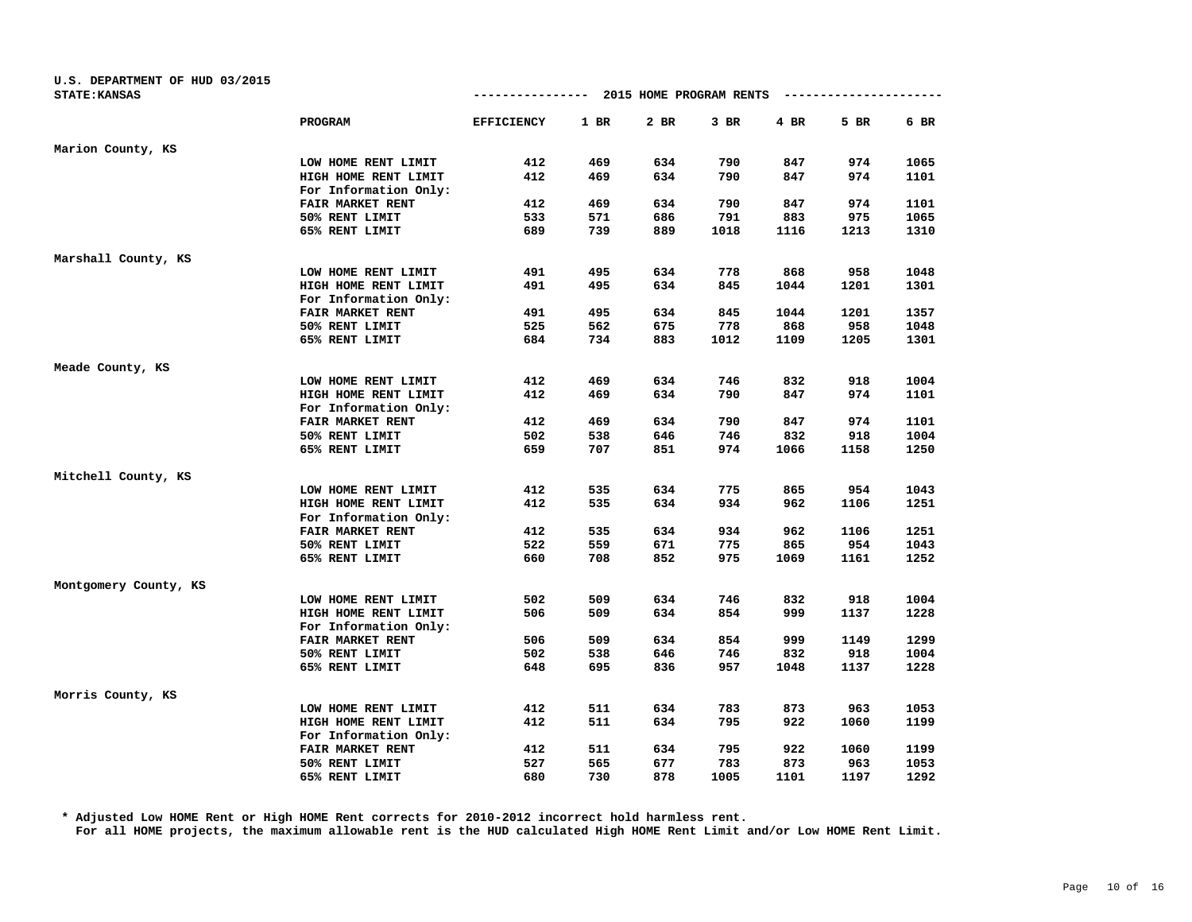U.S. DEPARTMENT OF HUD 03/2015
STATE:KANSAS

--------------- 2015 HOME PROGRAM RENTS ---------------------

| | PROGRAM | EFFICIENCY | 1 BR | 2 BR | 3 BR | 4 BR | 5 BR | 6 BR |
|---|---|---|---|---|---|---|---|---|
| Marion County, KS | | | | | | | | |
| | LOW HOME RENT LIMIT | 412 | 469 | 634 | 790 | 847 | 974 | 1065 |
| | HIGH HOME RENT LIMIT | 412 | 469 | 634 | 790 | 847 | 974 | 1101 |
| | For Information Only: | | | | | | | |
| | FAIR MARKET RENT | 412 | 469 | 634 | 790 | 847 | 974 | 1101 |
| | 50% RENT LIMIT | 533 | 571 | 686 | 791 | 883 | 975 | 1065 |
| | 65% RENT LIMIT | 689 | 739 | 889 | 1018 | 1116 | 1213 | 1310 |
| Marshall County, KS | | | | | | | | |
| | LOW HOME RENT LIMIT | 491 | 495 | 634 | 778 | 868 | 958 | 1048 |
| | HIGH HOME RENT LIMIT | 491 | 495 | 634 | 845 | 1044 | 1201 | 1301 |
| | For Information Only: | | | | | | | |
| | FAIR MARKET RENT | 491 | 495 | 634 | 845 | 1044 | 1201 | 1357 |
| | 50% RENT LIMIT | 525 | 562 | 675 | 778 | 868 | 958 | 1048 |
| | 65% RENT LIMIT | 684 | 734 | 883 | 1012 | 1109 | 1205 | 1301 |
| Meade County, KS | | | | | | | | |
| | LOW HOME RENT LIMIT | 412 | 469 | 634 | 746 | 832 | 918 | 1004 |
| | HIGH HOME RENT LIMIT | 412 | 469 | 634 | 790 | 847 | 974 | 1101 |
| | For Information Only: | | | | | | | |
| | FAIR MARKET RENT | 412 | 469 | 634 | 790 | 847 | 974 | 1101 |
| | 50% RENT LIMIT | 502 | 538 | 646 | 746 | 832 | 918 | 1004 |
| | 65% RENT LIMIT | 659 | 707 | 851 | 974 | 1066 | 1158 | 1250 |
| Mitchell County, KS | | | | | | | | |
| | LOW HOME RENT LIMIT | 412 | 535 | 634 | 775 | 865 | 954 | 1043 |
| | HIGH HOME RENT LIMIT | 412 | 535 | 634 | 934 | 962 | 1106 | 1251 |
| | For Information Only: | | | | | | | |
| | FAIR MARKET RENT | 412 | 535 | 634 | 934 | 962 | 1106 | 1251 |
| | 50% RENT LIMIT | 522 | 559 | 671 | 775 | 865 | 954 | 1043 |
| | 65% RENT LIMIT | 660 | 708 | 852 | 975 | 1069 | 1161 | 1252 |
| Montgomery County, KS | | | | | | | | |
| | LOW HOME RENT LIMIT | 502 | 509 | 634 | 746 | 832 | 918 | 1004 |
| | HIGH HOME RENT LIMIT | 506 | 509 | 634 | 854 | 999 | 1137 | 1228 |
| | For Information Only: | | | | | | | |
| | FAIR MARKET RENT | 506 | 509 | 634 | 854 | 999 | 1149 | 1299 |
| | 50% RENT LIMIT | 502 | 538 | 646 | 746 | 832 | 918 | 1004 |
| | 65% RENT LIMIT | 648 | 695 | 836 | 957 | 1048 | 1137 | 1228 |
| Morris County, KS | | | | | | | | |
| | LOW HOME RENT LIMIT | 412 | 511 | 634 | 783 | 873 | 963 | 1053 |
| | HIGH HOME RENT LIMIT | 412 | 511 | 634 | 795 | 922 | 1060 | 1199 |
| | For Information Only: | | | | | | | |
| | FAIR MARKET RENT | 412 | 511 | 634 | 795 | 922 | 1060 | 1199 |
| | 50% RENT LIMIT | 527 | 565 | 677 | 783 | 873 | 963 | 1053 |
| | 65% RENT LIMIT | 680 | 730 | 878 | 1005 | 1101 | 1197 | 1292 |

* Adjusted Low HOME Rent or High HOME Rent corrects for 2010-2012 incorrect hold harmless rent.
For all HOME projects, the maximum allowable rent is the HUD calculated High HOME Rent Limit and/or Low HOME Rent Limit.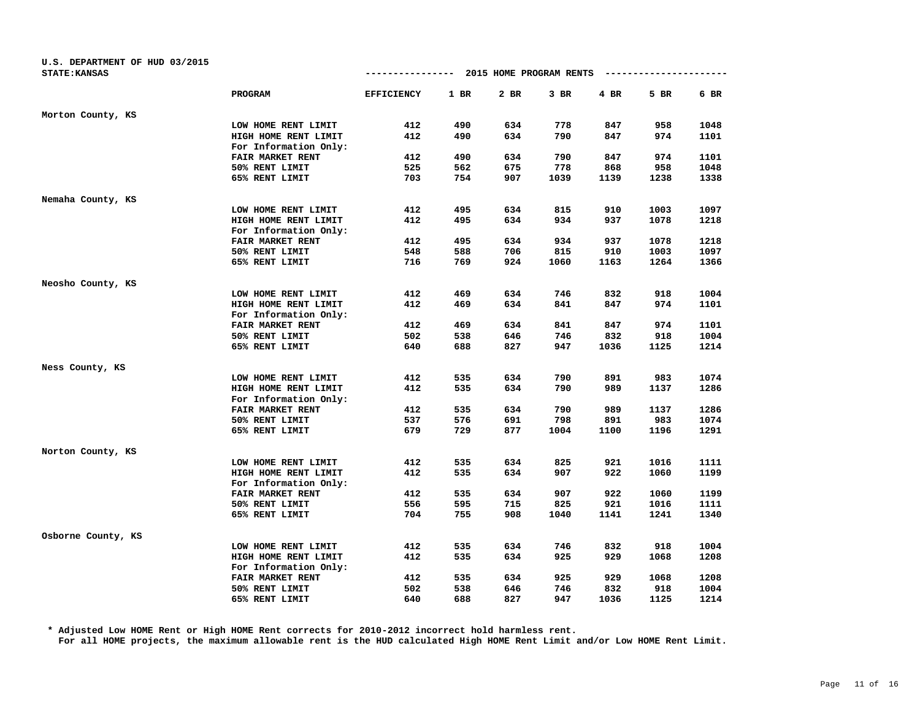U.S. DEPARTMENT OF HUD 03/2015
STATE:KANSAS

## 2015 HOME PROGRAM RENTS

| | PROGRAM | EFFICIENCY | 1 BR | 2 BR | 3 BR | 4 BR | 5 BR | 6 BR |
|---|---|---|---|---|---|---|---|---|
| Morton County, KS | | | | | | | | |
| | LOW HOME RENT LIMIT | 412 | 490 | 634 | 778 | 847 | 958 | 1048 |
| | HIGH HOME RENT LIMIT | 412 | 490 | 634 | 790 | 847 | 974 | 1101 |
| | For Information Only: | | | | | | | |
| | FAIR MARKET RENT | 412 | 490 | 634 | 790 | 847 | 974 | 1101 |
| | 50% RENT LIMIT | 525 | 562 | 675 | 778 | 868 | 958 | 1048 |
| | 65% RENT LIMIT | 703 | 754 | 907 | 1039 | 1139 | 1238 | 1338 |
| Nemaha County, KS | | | | | | | | |
| | LOW HOME RENT LIMIT | 412 | 495 | 634 | 815 | 910 | 1003 | 1097 |
| | HIGH HOME RENT LIMIT | 412 | 495 | 634 | 934 | 937 | 1078 | 1218 |
| | For Information Only: | | | | | | | |
| | FAIR MARKET RENT | 412 | 495 | 634 | 934 | 937 | 1078 | 1218 |
| | 50% RENT LIMIT | 548 | 588 | 706 | 815 | 910 | 1003 | 1097 |
| | 65% RENT LIMIT | 716 | 769 | 924 | 1060 | 1163 | 1264 | 1366 |
| Neosho County, KS | | | | | | | | |
| | LOW HOME RENT LIMIT | 412 | 469 | 634 | 746 | 832 | 918 | 1004 |
| | HIGH HOME RENT LIMIT | 412 | 469 | 634 | 841 | 847 | 974 | 1101 |
| | For Information Only: | | | | | | | |
| | FAIR MARKET RENT | 412 | 469 | 634 | 841 | 847 | 974 | 1101 |
| | 50% RENT LIMIT | 502 | 538 | 646 | 746 | 832 | 918 | 1004 |
| | 65% RENT LIMIT | 640 | 688 | 827 | 947 | 1036 | 1125 | 1214 |
| Ness County, KS | | | | | | | | |
| | LOW HOME RENT LIMIT | 412 | 535 | 634 | 790 | 891 | 983 | 1074 |
| | HIGH HOME RENT LIMIT | 412 | 535 | 634 | 790 | 989 | 1137 | 1286 |
| | For Information Only: | | | | | | | |
| | FAIR MARKET RENT | 412 | 535 | 634 | 790 | 989 | 1137 | 1286 |
| | 50% RENT LIMIT | 537 | 576 | 691 | 798 | 891 | 983 | 1074 |
| | 65% RENT LIMIT | 679 | 729 | 877 | 1004 | 1100 | 1196 | 1291 |
| Norton County, KS | | | | | | | | |
| | LOW HOME RENT LIMIT | 412 | 535 | 634 | 825 | 921 | 1016 | 1111 |
| | HIGH HOME RENT LIMIT | 412 | 535 | 634 | 907 | 922 | 1060 | 1199 |
| | For Information Only: | | | | | | | |
| | FAIR MARKET RENT | 412 | 535 | 634 | 907 | 922 | 1060 | 1199 |
| | 50% RENT LIMIT | 556 | 595 | 715 | 825 | 921 | 1016 | 1111 |
| | 65% RENT LIMIT | 704 | 755 | 908 | 1040 | 1141 | 1241 | 1340 |
| Osborne County, KS | | | | | | | | |
| | LOW HOME RENT LIMIT | 412 | 535 | 634 | 746 | 832 | 918 | 1004 |
| | HIGH HOME RENT LIMIT | 412 | 535 | 634 | 925 | 929 | 1068 | 1208 |
| | For Information Only: | | | | | | | |
| | FAIR MARKET RENT | 412 | 535 | 634 | 925 | 929 | 1068 | 1208 |
| | 50% RENT LIMIT | 502 | 538 | 646 | 746 | 832 | 918 | 1004 |
| | 65% RENT LIMIT | 640 | 688 | 827 | 947 | 1036 | 1125 | 1214 |

\* Adjusted Low HOME Rent or High HOME Rent corrects for 2010-2012 incorrect hold harmless rent.
For all HOME projects, the maximum allowable rent is the HUD calculated High HOME Rent Limit and/or Low HOME Rent Limit.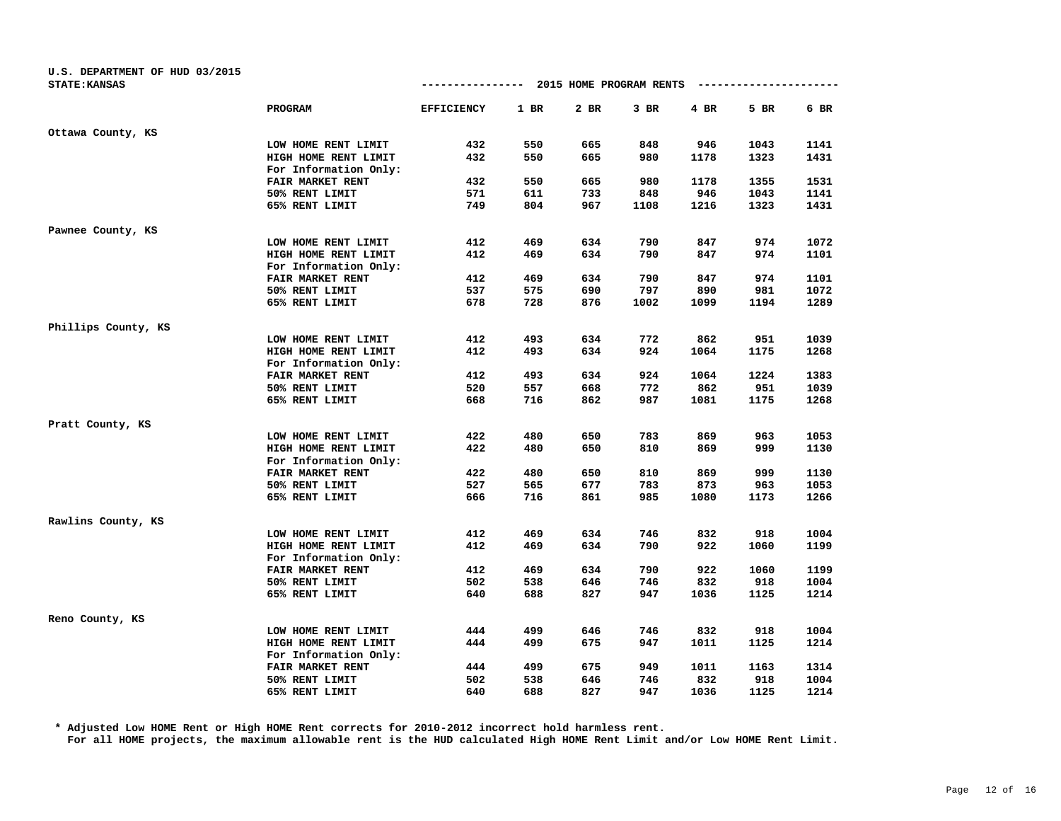U.S. DEPARTMENT OF HUD 03/2015
STATE:KANSAS

2015 HOME PROGRAM RENTS

| | PROGRAM | EFFICIENCY | 1 BR | 2 BR | 3 BR | 4 BR | 5 BR | 6 BR |
|---|---|---|---|---|---|---|---|---|
| Ottawa County, KS | | | | | | | | |
| | LOW HOME RENT LIMIT | 432 | 550 | 665 | 848 | 946 | 1043 | 1141 |
| | HIGH HOME RENT LIMIT | 432 | 550 | 665 | 980 | 1178 | 1323 | 1431 |
| | For Information Only: | | | | | | | |
| | FAIR MARKET RENT | 432 | 550 | 665 | 980 | 1178 | 1355 | 1531 |
| | 50% RENT LIMIT | 571 | 611 | 733 | 848 | 946 | 1043 | 1141 |
| | 65% RENT LIMIT | 749 | 804 | 967 | 1108 | 1216 | 1323 | 1431 |
| Pawnee County, KS | | | | | | | | |
| | LOW HOME RENT LIMIT | 412 | 469 | 634 | 790 | 847 | 974 | 1072 |
| | HIGH HOME RENT LIMIT | 412 | 469 | 634 | 790 | 847 | 974 | 1101 |
| | For Information Only: | | | | | | | |
| | FAIR MARKET RENT | 412 | 469 | 634 | 790 | 847 | 974 | 1101 |
| | 50% RENT LIMIT | 537 | 575 | 690 | 797 | 890 | 981 | 1072 |
| | 65% RENT LIMIT | 678 | 728 | 876 | 1002 | 1099 | 1194 | 1289 |
| Phillips County, KS | | | | | | | | |
| | LOW HOME RENT LIMIT | 412 | 493 | 634 | 772 | 862 | 951 | 1039 |
| | HIGH HOME RENT LIMIT | 412 | 493 | 634 | 924 | 1064 | 1175 | 1268 |
| | For Information Only: | | | | | | | |
| | FAIR MARKET RENT | 412 | 493 | 634 | 924 | 1064 | 1224 | 1383 |
| | 50% RENT LIMIT | 520 | 557 | 668 | 772 | 862 | 951 | 1039 |
| | 65% RENT LIMIT | 668 | 716 | 862 | 987 | 1081 | 1175 | 1268 |
| Pratt County, KS | | | | | | | | |
| | LOW HOME RENT LIMIT | 422 | 480 | 650 | 783 | 869 | 963 | 1053 |
| | HIGH HOME RENT LIMIT | 422 | 480 | 650 | 810 | 869 | 999 | 1130 |
| | For Information Only: | | | | | | | |
| | FAIR MARKET RENT | 422 | 480 | 650 | 810 | 869 | 999 | 1130 |
| | 50% RENT LIMIT | 527 | 565 | 677 | 783 | 873 | 963 | 1053 |
| | 65% RENT LIMIT | 666 | 716 | 861 | 985 | 1080 | 1173 | 1266 |
| Rawlins County, KS | | | | | | | | |
| | LOW HOME RENT LIMIT | 412 | 469 | 634 | 746 | 832 | 918 | 1004 |
| | HIGH HOME RENT LIMIT | 412 | 469 | 634 | 790 | 922 | 1060 | 1199 |
| | For Information Only: | | | | | | | |
| | FAIR MARKET RENT | 412 | 469 | 634 | 790 | 922 | 1060 | 1199 |
| | 50% RENT LIMIT | 502 | 538 | 646 | 746 | 832 | 918 | 1004 |
| | 65% RENT LIMIT | 640 | 688 | 827 | 947 | 1036 | 1125 | 1214 |
| Reno County, KS | | | | | | | | |
| | LOW HOME RENT LIMIT | 444 | 499 | 646 | 746 | 832 | 918 | 1004 |
| | HIGH HOME RENT LIMIT | 444 | 499 | 675 | 947 | 1011 | 1125 | 1214 |
| | For Information Only: | | | | | | | |
| | FAIR MARKET RENT | 444 | 499 | 675 | 949 | 1011 | 1163 | 1314 |
| | 50% RENT LIMIT | 502 | 538 | 646 | 746 | 832 | 918 | 1004 |
| | 65% RENT LIMIT | 640 | 688 | 827 | 947 | 1036 | 1125 | 1214 |

* Adjusted Low HOME Rent or High HOME Rent corrects for 2010-2012 incorrect hold harmless rent.
For all HOME projects, the maximum allowable rent is the HUD calculated High HOME Rent Limit and/or Low HOME Rent Limit.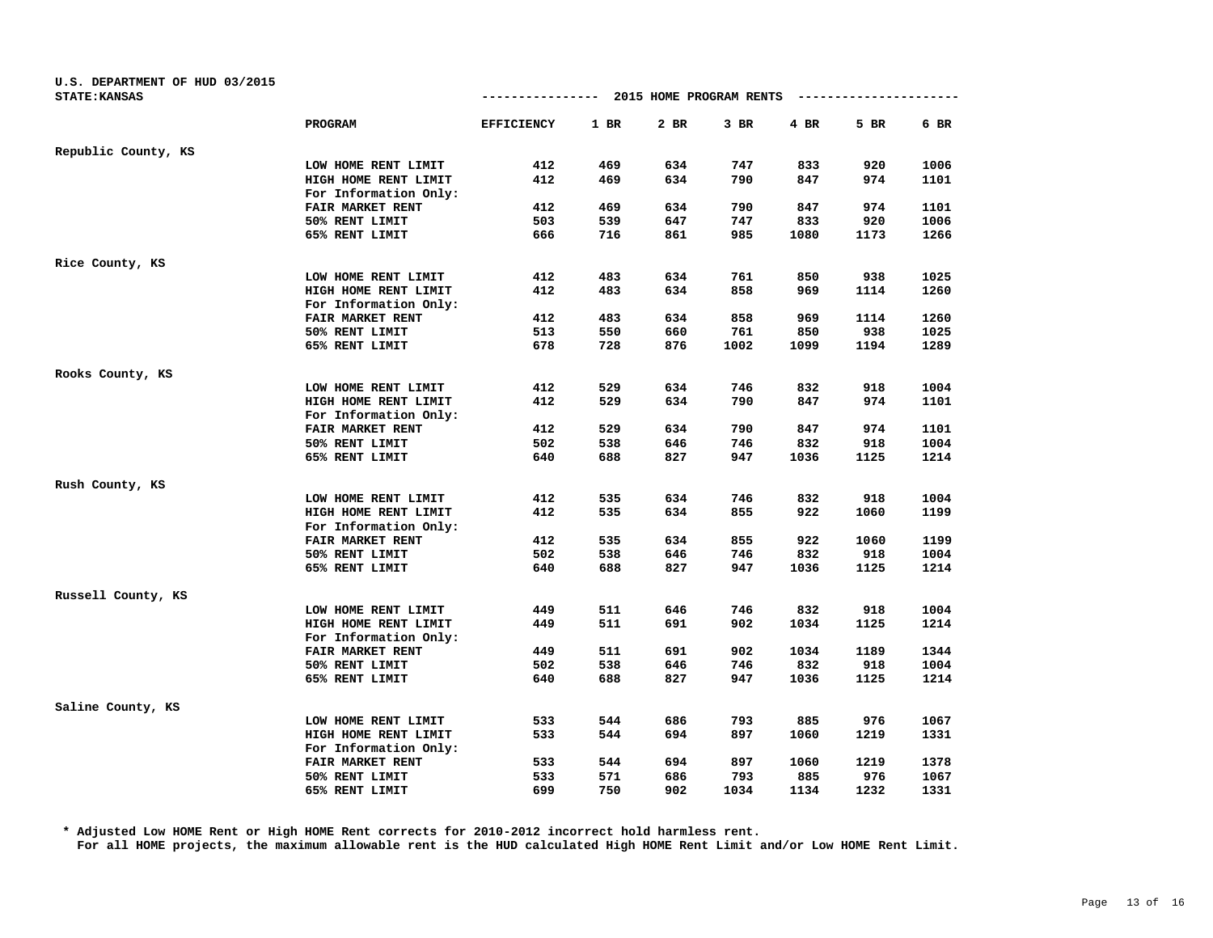U.S. DEPARTMENT OF HUD 03/2015
STATE:KANSAS

--------------- 2015 HOME PROGRAM RENTS ---------------------

| | PROGRAM | EFFICIENCY | 1 BR | 2 BR | 3 BR | 4 BR | 5 BR | 6 BR |
|---|---|---|---|---|---|---|---|---|
| Republic County, KS | | | | | | | | |
| | LOW HOME RENT LIMIT | 412 | 469 | 634 | 747 | 833 | 920 | 1006 |
| | HIGH HOME RENT LIMIT | 412 | 469 | 634 | 790 | 847 | 974 | 1101 |
| | For Information Only: | | | | | | | |
| | FAIR MARKET RENT | 412 | 469 | 634 | 790 | 847 | 974 | 1101 |
| | 50% RENT LIMIT | 503 | 539 | 647 | 747 | 833 | 920 | 1006 |
| | 65% RENT LIMIT | 666 | 716 | 861 | 985 | 1080 | 1173 | 1266 |
| Rice County, KS | | | | | | | | |
| | LOW HOME RENT LIMIT | 412 | 483 | 634 | 761 | 850 | 938 | 1025 |
| | HIGH HOME RENT LIMIT | 412 | 483 | 634 | 858 | 969 | 1114 | 1260 |
| | For Information Only: | | | | | | | |
| | FAIR MARKET RENT | 412 | 483 | 634 | 858 | 969 | 1114 | 1260 |
| | 50% RENT LIMIT | 513 | 550 | 660 | 761 | 850 | 938 | 1025 |
| | 65% RENT LIMIT | 678 | 728 | 876 | 1002 | 1099 | 1194 | 1289 |
| Rooks County, KS | | | | | | | | |
| | LOW HOME RENT LIMIT | 412 | 529 | 634 | 746 | 832 | 918 | 1004 |
| | HIGH HOME RENT LIMIT | 412 | 529 | 634 | 790 | 847 | 974 | 1101 |
| | For Information Only: | | | | | | | |
| | FAIR MARKET RENT | 412 | 529 | 634 | 790 | 847 | 974 | 1101 |
| | 50% RENT LIMIT | 502 | 538 | 646 | 746 | 832 | 918 | 1004 |
| | 65% RENT LIMIT | 640 | 688 | 827 | 947 | 1036 | 1125 | 1214 |
| Rush County, KS | | | | | | | | |
| | LOW HOME RENT LIMIT | 412 | 535 | 634 | 746 | 832 | 918 | 1004 |
| | HIGH HOME RENT LIMIT | 412 | 535 | 634 | 855 | 922 | 1060 | 1199 |
| | For Information Only: | | | | | | | |
| | FAIR MARKET RENT | 412 | 535 | 634 | 855 | 922 | 1060 | 1199 |
| | 50% RENT LIMIT | 502 | 538 | 646 | 746 | 832 | 918 | 1004 |
| | 65% RENT LIMIT | 640 | 688 | 827 | 947 | 1036 | 1125 | 1214 |
| Russell County, KS | | | | | | | | |
| | LOW HOME RENT LIMIT | 449 | 511 | 646 | 746 | 832 | 918 | 1004 |
| | HIGH HOME RENT LIMIT | 449 | 511 | 691 | 902 | 1034 | 1125 | 1214 |
| | For Information Only: | | | | | | | |
| | FAIR MARKET RENT | 449 | 511 | 691 | 902 | 1034 | 1189 | 1344 |
| | 50% RENT LIMIT | 502 | 538 | 646 | 746 | 832 | 918 | 1004 |
| | 65% RENT LIMIT | 640 | 688 | 827 | 947 | 1036 | 1125 | 1214 |
| Saline County, KS | | | | | | | | |
| | LOW HOME RENT LIMIT | 533 | 544 | 686 | 793 | 885 | 976 | 1067 |
| | HIGH HOME RENT LIMIT | 533 | 544 | 694 | 897 | 1060 | 1219 | 1331 |
| | For Information Only: | | | | | | | |
| | FAIR MARKET RENT | 533 | 544 | 694 | 897 | 1060 | 1219 | 1378 |
| | 50% RENT LIMIT | 533 | 571 | 686 | 793 | 885 | 976 | 1067 |
| | 65% RENT LIMIT | 699 | 750 | 902 | 1034 | 1134 | 1232 | 1331 |

* Adjusted Low HOME Rent or High HOME Rent corrects for 2010-2012 incorrect hold harmless rent.
For all HOME projects, the maximum allowable rent is the HUD calculated High HOME Rent Limit and/or Low HOME Rent Limit.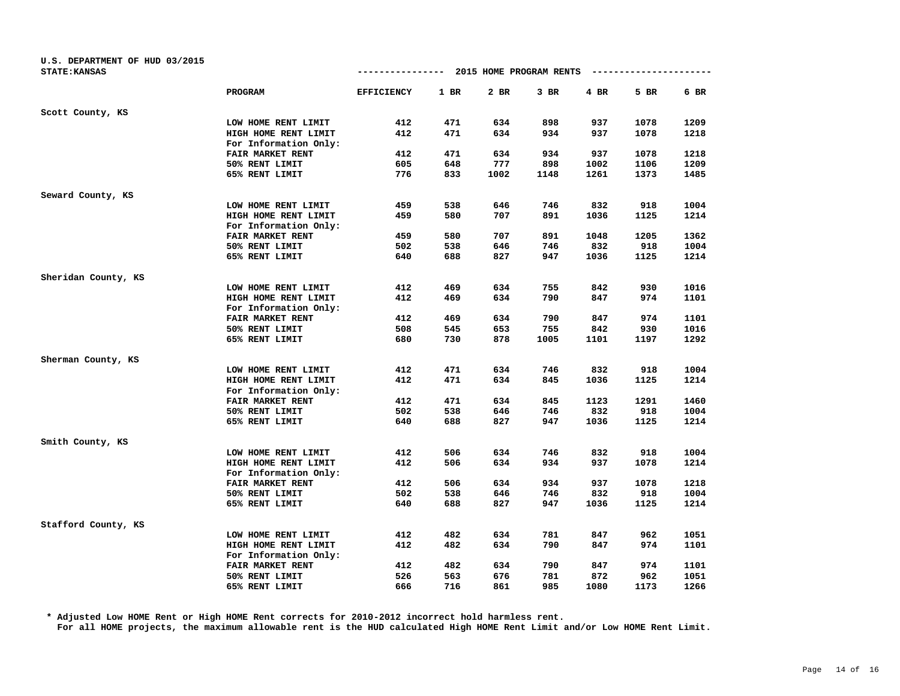U.S. DEPARTMENT OF HUD 03/2015
STATE:KANSAS

2015 HOME PROGRAM RENTS

| | PROGRAM | EFFICIENCY | 1 BR | 2 BR | 3 BR | 4 BR | 5 BR | 6 BR |
|---|---|---|---|---|---|---|---|---|
| Scott County, KS | | | | | | | | |
| | LOW HOME RENT LIMIT | 412 | 471 | 634 | 898 | 937 | 1078 | 1209 |
| | HIGH HOME RENT LIMIT | 412 | 471 | 634 | 934 | 937 | 1078 | 1218 |
| | For Information Only: | | | | | | | |
| | FAIR MARKET RENT | 412 | 471 | 634 | 934 | 937 | 1078 | 1218 |
| | 50% RENT LIMIT | 605 | 648 | 777 | 898 | 1002 | 1106 | 1209 |
| | 65% RENT LIMIT | 776 | 833 | 1002 | 1148 | 1261 | 1373 | 1485 |
| Seward County, KS | | | | | | | | |
| | LOW HOME RENT LIMIT | 459 | 538 | 646 | 746 | 832 | 918 | 1004 |
| | HIGH HOME RENT LIMIT | 459 | 580 | 707 | 891 | 1036 | 1125 | 1214 |
| | For Information Only: | | | | | | | |
| | FAIR MARKET RENT | 459 | 580 | 707 | 891 | 1048 | 1205 | 1362 |
| | 50% RENT LIMIT | 502 | 538 | 646 | 746 | 832 | 918 | 1004 |
| | 65% RENT LIMIT | 640 | 688 | 827 | 947 | 1036 | 1125 | 1214 |
| Sheridan County, KS | | | | | | | | |
| | LOW HOME RENT LIMIT | 412 | 469 | 634 | 755 | 842 | 930 | 1016 |
| | HIGH HOME RENT LIMIT | 412 | 469 | 634 | 790 | 847 | 974 | 1101 |
| | For Information Only: | | | | | | | |
| | FAIR MARKET RENT | 412 | 469 | 634 | 790 | 847 | 974 | 1101 |
| | 50% RENT LIMIT | 508 | 545 | 653 | 755 | 842 | 930 | 1016 |
| | 65% RENT LIMIT | 680 | 730 | 878 | 1005 | 1101 | 1197 | 1292 |
| Sherman County, KS | | | | | | | | |
| | LOW HOME RENT LIMIT | 412 | 471 | 634 | 746 | 832 | 918 | 1004 |
| | HIGH HOME RENT LIMIT | 412 | 471 | 634 | 845 | 1036 | 1125 | 1214 |
| | For Information Only: | | | | | | | |
| | FAIR MARKET RENT | 412 | 471 | 634 | 845 | 1123 | 1291 | 1460 |
| | 50% RENT LIMIT | 502 | 538 | 646 | 746 | 832 | 918 | 1004 |
| | 65% RENT LIMIT | 640 | 688 | 827 | 947 | 1036 | 1125 | 1214 |
| Smith County, KS | | | | | | | | |
| | LOW HOME RENT LIMIT | 412 | 506 | 634 | 746 | 832 | 918 | 1004 |
| | HIGH HOME RENT LIMIT | 412 | 506 | 634 | 934 | 937 | 1078 | 1214 |
| | For Information Only: | | | | | | | |
| | FAIR MARKET RENT | 412 | 506 | 634 | 934 | 937 | 1078 | 1218 |
| | 50% RENT LIMIT | 502 | 538 | 646 | 746 | 832 | 918 | 1004 |
| | 65% RENT LIMIT | 640 | 688 | 827 | 947 | 1036 | 1125 | 1214 |
| Stafford County, KS | | | | | | | | |
| | LOW HOME RENT LIMIT | 412 | 482 | 634 | 781 | 847 | 962 | 1051 |
| | HIGH HOME RENT LIMIT | 412 | 482 | 634 | 790 | 847 | 974 | 1101 |
| | For Information Only: | | | | | | | |
| | FAIR MARKET RENT | 412 | 482 | 634 | 790 | 847 | 974 | 1101 |
| | 50% RENT LIMIT | 526 | 563 | 676 | 781 | 872 | 962 | 1051 |
| | 65% RENT LIMIT | 666 | 716 | 861 | 985 | 1080 | 1173 | 1266 |

* Adjusted Low HOME Rent or High HOME Rent corrects for 2010-2012 incorrect hold harmless rent.
For all HOME projects, the maximum allowable rent is the HUD calculated High HOME Rent Limit and/or Low HOME Rent Limit.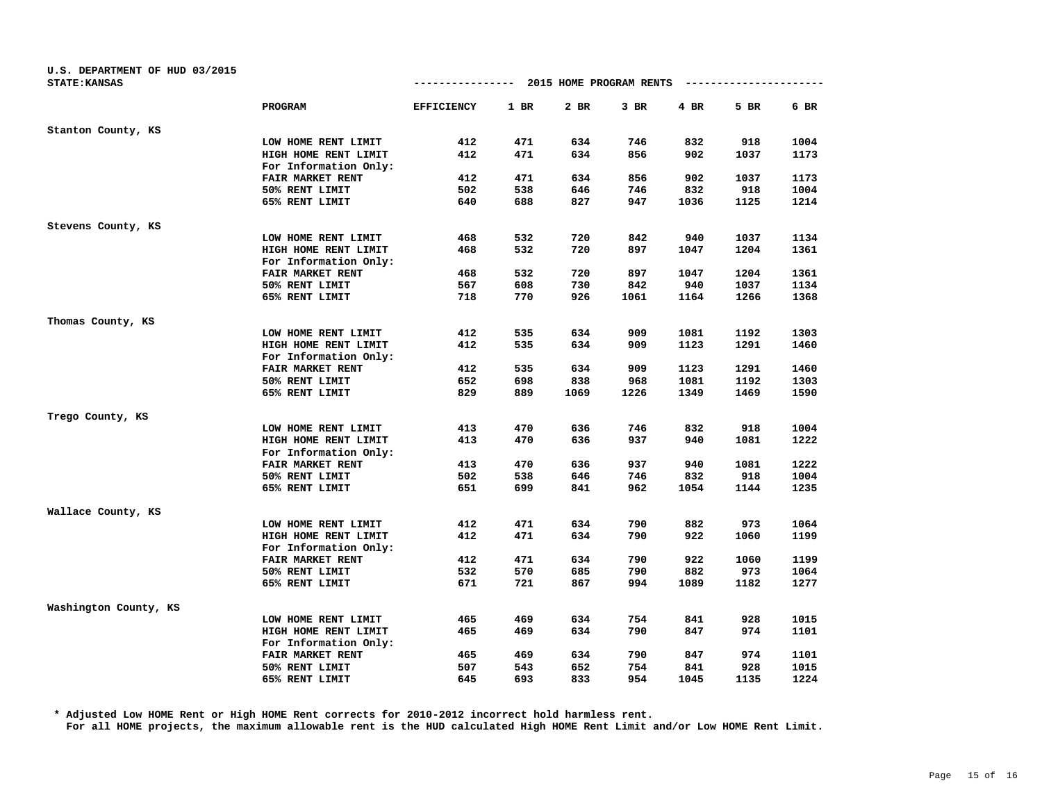U.S. DEPARTMENT OF HUD 03/2015
STATE:KANSAS

2015 HOME PROGRAM RENTS

| | PROGRAM | EFFICIENCY | 1 BR | 2 BR | 3 BR | 4 BR | 5 BR | 6 BR |
|---|---|---|---|---|---|---|---|---|
| Stanton County, KS | | | | | | | | |
| | LOW HOME RENT LIMIT | 412 | 471 | 634 | 746 | 832 | 918 | 1004 |
| | HIGH HOME RENT LIMIT | 412 | 471 | 634 | 856 | 902 | 1037 | 1173 |
| | For Information Only: | | | | | | | |
| | FAIR MARKET RENT | 412 | 471 | 634 | 856 | 902 | 1037 | 1173 |
| | 50% RENT LIMIT | 502 | 538 | 646 | 746 | 832 | 918 | 1004 |
| | 65% RENT LIMIT | 640 | 688 | 827 | 947 | 1036 | 1125 | 1214 |
| Stevens County, KS | | | | | | | | |
| | LOW HOME RENT LIMIT | 468 | 532 | 720 | 842 | 940 | 1037 | 1134 |
| | HIGH HOME RENT LIMIT | 468 | 532 | 720 | 897 | 1047 | 1204 | 1361 |
| | For Information Only: | | | | | | | |
| | FAIR MARKET RENT | 468 | 532 | 720 | 897 | 1047 | 1204 | 1361 |
| | 50% RENT LIMIT | 567 | 608 | 730 | 842 | 940 | 1037 | 1134 |
| | 65% RENT LIMIT | 718 | 770 | 926 | 1061 | 1164 | 1266 | 1368 |
| Thomas County, KS | | | | | | | | |
| | LOW HOME RENT LIMIT | 412 | 535 | 634 | 909 | 1081 | 1192 | 1303 |
| | HIGH HOME RENT LIMIT | 412 | 535 | 634 | 909 | 1123 | 1291 | 1460 |
| | For Information Only: | | | | | | | |
| | FAIR MARKET RENT | 412 | 535 | 634 | 909 | 1123 | 1291 | 1460 |
| | 50% RENT LIMIT | 652 | 698 | 838 | 968 | 1081 | 1192 | 1303 |
| | 65% RENT LIMIT | 829 | 889 | 1069 | 1226 | 1349 | 1469 | 1590 |
| Trego County, KS | | | | | | | | |
| | LOW HOME RENT LIMIT | 413 | 470 | 636 | 746 | 832 | 918 | 1004 |
| | HIGH HOME RENT LIMIT | 413 | 470 | 636 | 937 | 940 | 1081 | 1222 |
| | For Information Only: | | | | | | | |
| | FAIR MARKET RENT | 413 | 470 | 636 | 937 | 940 | 1081 | 1222 |
| | 50% RENT LIMIT | 502 | 538 | 646 | 746 | 832 | 918 | 1004 |
| | 65% RENT LIMIT | 651 | 699 | 841 | 962 | 1054 | 1144 | 1235 |
| Wallace County, KS | | | | | | | | |
| | LOW HOME RENT LIMIT | 412 | 471 | 634 | 790 | 882 | 973 | 1064 |
| | HIGH HOME RENT LIMIT | 412 | 471 | 634 | 790 | 922 | 1060 | 1199 |
| | For Information Only: | | | | | | | |
| | FAIR MARKET RENT | 412 | 471 | 634 | 790 | 922 | 1060 | 1199 |
| | 50% RENT LIMIT | 532 | 570 | 685 | 790 | 882 | 973 | 1064 |
| | 65% RENT LIMIT | 671 | 721 | 867 | 994 | 1089 | 1182 | 1277 |
| Washington County, KS | | | | | | | | |
| | LOW HOME RENT LIMIT | 465 | 469 | 634 | 754 | 841 | 928 | 1015 |
| | HIGH HOME RENT LIMIT | 465 | 469 | 634 | 790 | 847 | 974 | 1101 |
| | For Information Only: | | | | | | | |
| | FAIR MARKET RENT | 465 | 469 | 634 | 790 | 847 | 974 | 1101 |
| | 50% RENT LIMIT | 507 | 543 | 652 | 754 | 841 | 928 | 1015 |
| | 65% RENT LIMIT | 645 | 693 | 833 | 954 | 1045 | 1135 | 1224 |

* Adjusted Low HOME Rent or High HOME Rent corrects for 2010-2012 incorrect hold harmless rent.
For all HOME projects, the maximum allowable rent is the HUD calculated High HOME Rent Limit and/or Low HOME Rent Limit.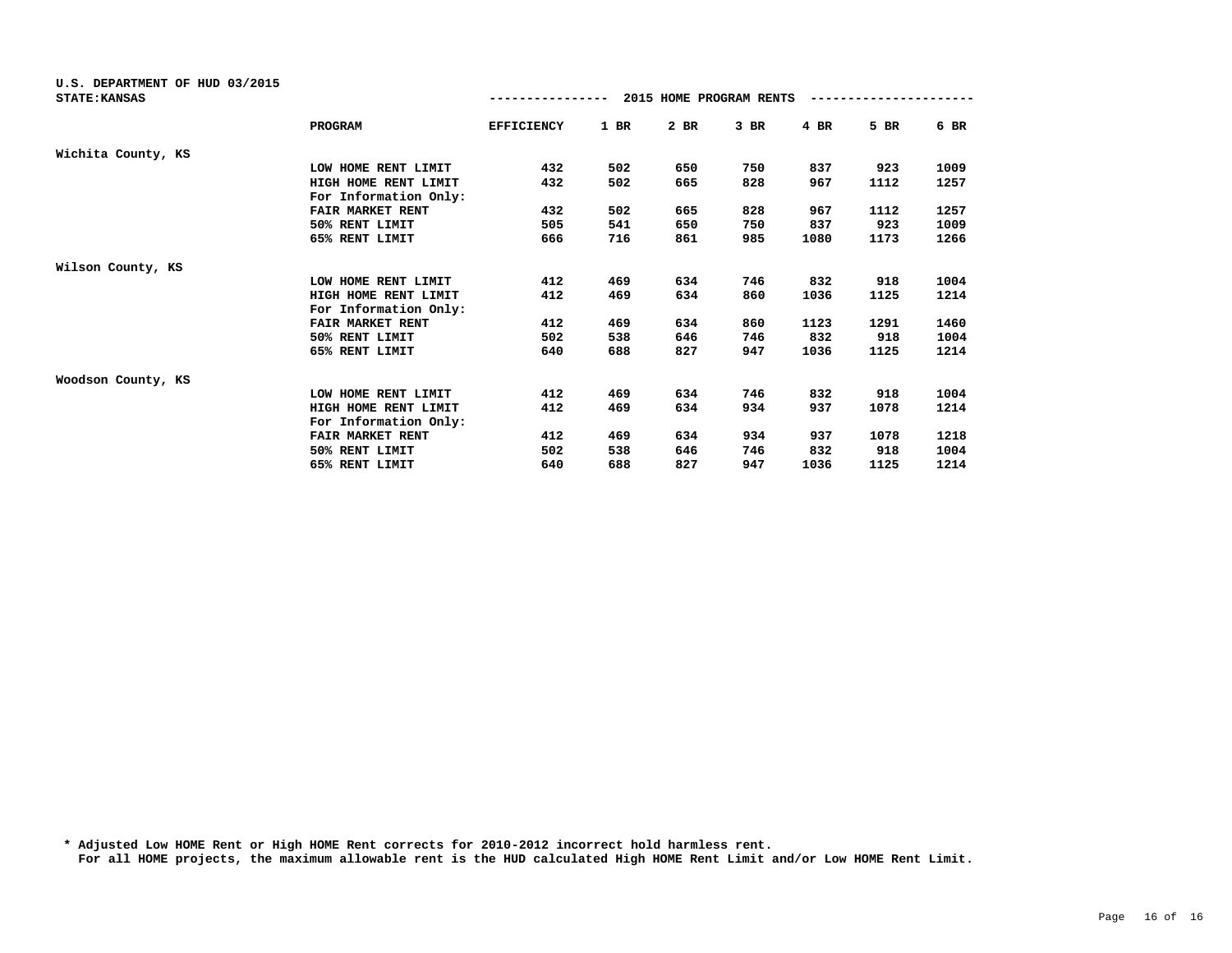U.S. DEPARTMENT OF HUD 03/2015
STATE:KANSAS

| | PROGRAM | EFFICIENCY | 1 BR | 2 BR | 3 BR | 4 BR | 5 BR | 6 BR |
|---|---|---|---|---|---|---|---|---|
| | | 2015 HOME PROGRAM RENTS | | | | | | |
| **Wichita County, KS** | | | | | | | | |
| | LOW HOME RENT LIMIT | 432 | 502 | 650 | 750 | 837 | 923 | 1009 |
| | HIGH HOME RENT LIMIT | 432 | 502 | 665 | 828 | 967 | 1112 | 1257 |
| | For Information Only: | | | | | | | |
| | FAIR MARKET RENT | 432 | 502 | 665 | 828 | 967 | 1112 | 1257 |
| | 50% RENT LIMIT | 505 | 541 | 650 | 750 | 837 | 923 | 1009 |
| | 65% RENT LIMIT | 666 | 716 | 861 | 985 | 1080 | 1173 | 1266 |
| **Wilson County, KS** | | | | | | | | |
| | LOW HOME RENT LIMIT | 412 | 469 | 634 | 746 | 832 | 918 | 1004 |
| | HIGH HOME RENT LIMIT | 412 | 469 | 634 | 860 | 1036 | 1125 | 1214 |
| | For Information Only: | | | | | | | |
| | FAIR MARKET RENT | 412 | 469 | 634 | 860 | 1123 | 1291 | 1460 |
| | 50% RENT LIMIT | 502 | 538 | 646 | 746 | 832 | 918 | 1004 |
| | 65% RENT LIMIT | 640 | 688 | 827 | 947 | 1036 | 1125 | 1214 |
| **Woodson County, KS** | | | | | | | | |
| | LOW HOME RENT LIMIT | 412 | 469 | 634 | 746 | 832 | 918 | 1004 |
| | HIGH HOME RENT LIMIT | 412 | 469 | 634 | 934 | 937 | 1078 | 1214 |
| | For Information Only: | | | | | | | |
| | FAIR MARKET RENT | 412 | 469 | 634 | 934 | 937 | 1078 | 1218 |
| | 50% RENT LIMIT | 502 | 538 | 646 | 746 | 832 | 918 | 1004 |
| | 65% RENT LIMIT | 640 | 688 | 827 | 947 | 1036 | 1125 | 1214 |

\* Adjusted Low HOME Rent or High HOME Rent corrects for 2010-2012 incorrect hold harmless rent.
For all HOME projects, the maximum allowable rent is the HUD calculated High HOME Rent Limit and/or Low HOME Rent Limit.